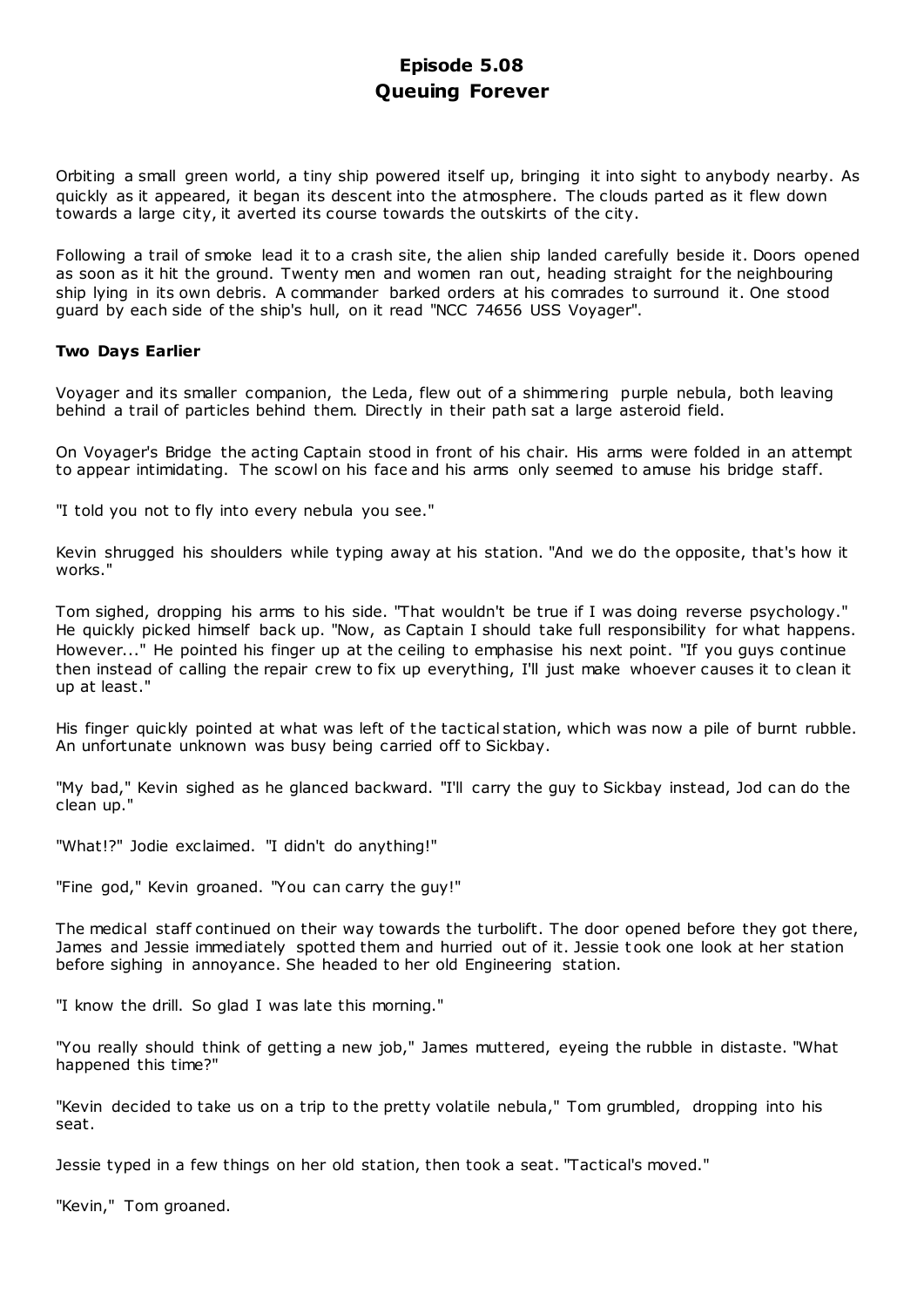# Episode 5.08
# Queuing Forever

Orbiting a small green world, a tiny ship powered itself up, bringing it into sight to anybody nearby. As quickly as it appeared, it began its descent into the atmosphere. The clouds parted as it flew down towards a large city, it averted its course towards the outskirts of the city.

Following a trail of smoke lead it to a crash site, the alien ship landed carefully beside it. Doors opened as soon as it hit the ground. Twenty men and women ran out, heading straight for the neighbouring ship lying in its own debris. A commander barked orders at his comrades to surround it. One stood guard by each side of the ship's hull, on it read "NCC 74656 USS Voyager".

**Two Days Earlier**

Voyager and its smaller companion, the Leda, flew out of a shimmering purple nebula, both leaving behind a trail of particles behind them. Directly in their path sat a large asteroid field.

On Voyager's Bridge the acting Captain stood in front of his chair. His arms were folded in an attempt to appear intimidating. The scowl on his face and his arms only seemed to amuse his bridge staff.

"I told you not to fly into every nebula you see."

Kevin shrugged his shoulders while typing away at his station. "And we do the opposite, that's how it works."

Tom sighed, dropping his arms to his side. "That wouldn't be true if I was doing reverse psychology." He quickly picked himself back up. "Now, as Captain I should take full responsibility for what happens. However..." He pointed his finger up at the ceiling to emphasise his next point. "If you guys continue then instead of calling the repair crew to fix up everything, I'll just make whoever causes it to clean it up at least."

His finger quickly pointed at what was left of the tactical station, which was now a pile of burnt rubble. An unfortunate unknown was busy being carried off to Sickbay.

"My bad," Kevin sighed as he glanced backward. "I'll carry the guy to Sickbay instead, Jod can do the clean up."

"What!?" Jodie exclaimed. "I didn't do anything!"

"Fine god," Kevin groaned. "You can carry the guy!"

The medical staff continued on their way towards the turbolift. The door opened before they got there, James and Jessie immediately spotted them and hurried out of it. Jessie took one look at her station before sighing in annoyance. She headed to her old Engineering station.

"I know the drill. So glad I was late this morning."

"You really should think of getting a new job," James muttered, eyeing the rubble in distaste. "What happened this time?"

"Kevin decided to take us on a trip to the pretty volatile nebula," Tom grumbled, dropping into his seat.

Jessie typed in a few things on her old station, then took a seat. "Tactical's moved."

"Kevin," Tom groaned.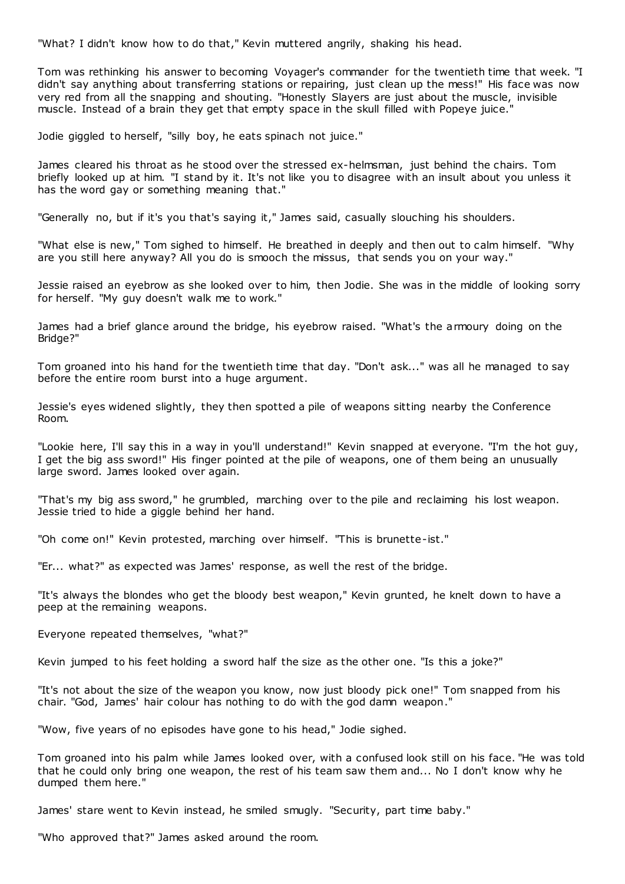"What? I didn't know how to do that," Kevin muttered angrily, shaking his head.

Tom was rethinking his answer to becoming Voyager's commander for the twentieth time that week. "I didn't say anything about transferring stations or repairing, just clean up the mess!" His face was now very red from all the snapping and shouting. "Honestly Slayers are just about the muscle, invisible muscle. Instead of a brain they get that empty space in the skull filled with Popeye juice."

Jodie giggled to herself, "silly boy, he eats spinach not juice."

James cleared his throat as he stood over the stressed ex-helmsman, just behind the chairs. Tom briefly looked up at him. "I stand by it. It's not like you to disagree with an insult about you unless it has the word gay or something meaning that."

"Generally no, but if it's you that's saying it," James said, casually slouching his shoulders.

"What else is new," Tom sighed to himself. He breathed in deeply and then out to calm himself. "Why are you still here anyway? All you do is smooch the missus, that sends you on your way."

Jessie raised an eyebrow as she looked over to him, then Jodie. She was in the middle of looking sorry for herself. "My guy doesn't walk me to work."

James had a brief glance around the bridge, his eyebrow raised. "What's the armoury doing on the Bridge?"

Tom groaned into his hand for the twentieth time that day. "Don't ask..." was all he managed to say before the entire room burst into a huge argument.

Jessie's eyes widened slightly, they then spotted a pile of weapons sitting nearby the Conference Room.

"Lookie here, I'll say this in a way in you'll understand!" Kevin snapped at everyone. "I'm the hot guy, I get the big ass sword!" His finger pointed at the pile of weapons, one of them being an unusually large sword. James looked over again.

"That's my big ass sword," he grumbled, marching over to the pile and reclaiming his lost weapon. Jessie tried to hide a giggle behind her hand.

"Oh come on!" Kevin protested, marching over himself. "This is brunette-ist."

"Er... what?" as expected was James' response, as well the rest of the bridge.

"It's always the blondes who get the bloody best weapon," Kevin grunted, he knelt down to have a peep at the remaining weapons.

Everyone repeated themselves, "what?"

Kevin jumped to his feet holding a sword half the size as the other one. "Is this a joke?"

"It's not about the size of the weapon you know, now just bloody pick one!" Tom snapped from his chair. "God, James' hair colour has nothing to do with the god damn weapon."

"Wow, five years of no episodes have gone to his head," Jodie sighed.

Tom groaned into his palm while James looked over, with a confused look still on his face. "He was told that he could only bring one weapon, the rest of his team saw them and... No I don't know why he dumped them here."

James' stare went to Kevin instead, he smiled smugly. "Security, part time baby."

"Who approved that?" James asked around the room.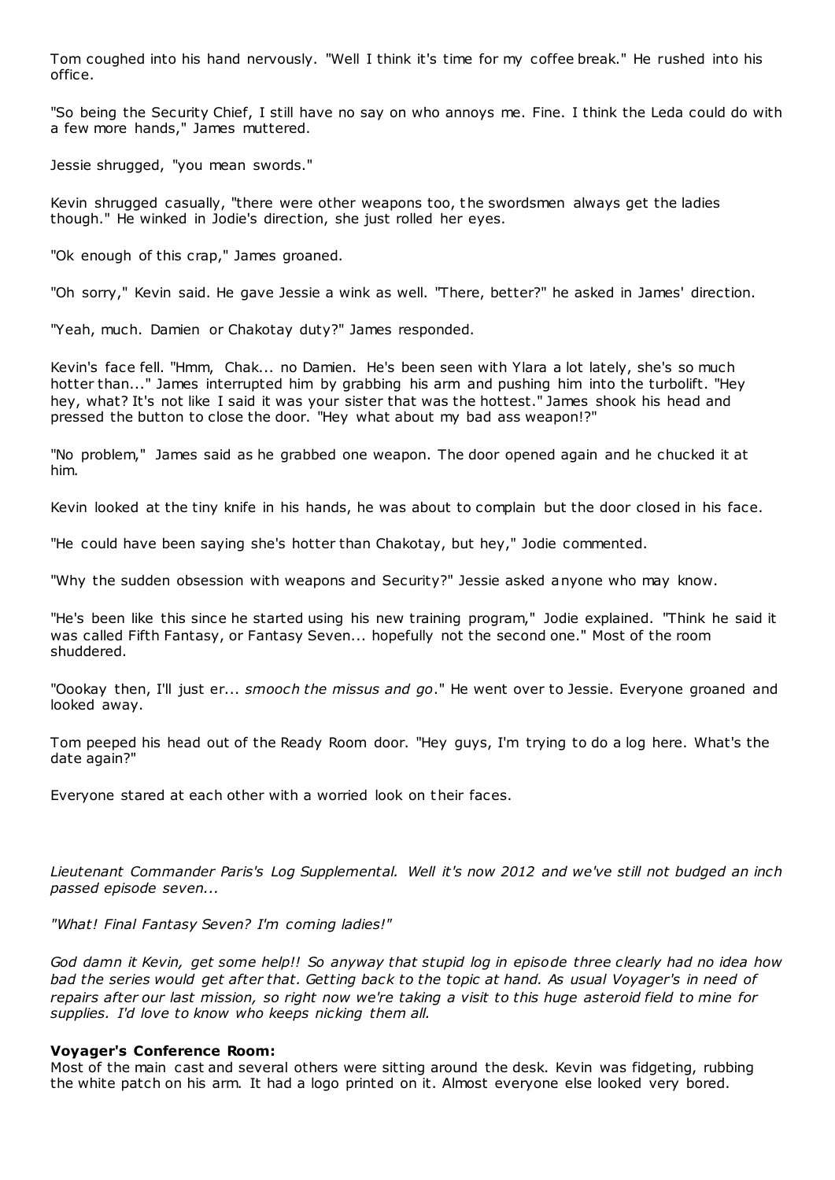Tom coughed into his hand nervously. "Well I think it's time for my coffee break." He rushed into his office.

"So being the Security Chief, I still have no say on who annoys me. Fine. I think the Leda could do with a few more hands," James muttered.

Jessie shrugged, "you mean swords."

Kevin shrugged casually, "there were other weapons too, the swordsmen always get the ladies though." He winked in Jodie's direction, she just rolled her eyes.

"Ok enough of this crap," James groaned.

"Oh sorry," Kevin said. He gave Jessie a wink as well. "There, better?" he asked in James' direction.

"Yeah, much. Damien or Chakotay duty?" James responded.

Kevin's face fell. "Hmm, Chak... no Damien. He's been seen with Ylara a lot lately, she's so much hotter than..." James interrupted him by grabbing his arm and pushing him into the turbolift. "Hey hey, what? It's not like I said it was your sister that was the hottest." James shook his head and pressed the button to close the door. "Hey what about my bad ass weapon!?"

"No problem," James said as he grabbed one weapon. The door opened again and he chucked it at him.

Kevin looked at the tiny knife in his hands, he was about to complain but the door closed in his face.

"He could have been saying she's hotter than Chakotay, but hey," Jodie commented.

"Why the sudden obsession with weapons and Security?" Jessie asked anyone who may know.

"He's been like this since he started using his new training program," Jodie explained. "Think he said it was called Fifth Fantasy, or Fantasy Seven... hopefully not the second one." Most of the room shuddered.

"Oookay then, I'll just er... *smooch the missus and go*." He went over to Jessie. Everyone groaned and looked away.

Tom peeped his head out of the Ready Room door. "Hey guys, I'm trying to do a log here. What's the date again?"

Everyone stared at each other with a worried look on their faces.

*Lieutenant Commander Paris's Log Supplemental. Well it's now 2012 and we've still not budged an inch passed episode seven...*

*"What! Final Fantasy Seven? I'm coming ladies!"*

*God damn it Kevin, get some help!! So anyway that stupid log in episode three clearly had no idea how bad the series would get after that. Getting back to the topic at hand. As usual Voyager's in need of repairs after our last mission, so right now we're taking a visit to this huge asteroid field to mine for supplies. I'd love to know who keeps nicking them all.*

**Voyager's Conference Room:**
Most of the main cast and several others were sitting around the desk. Kevin was fidgeting, rubbing the white patch on his arm. It had a logo printed on it. Almost everyone else looked very bored.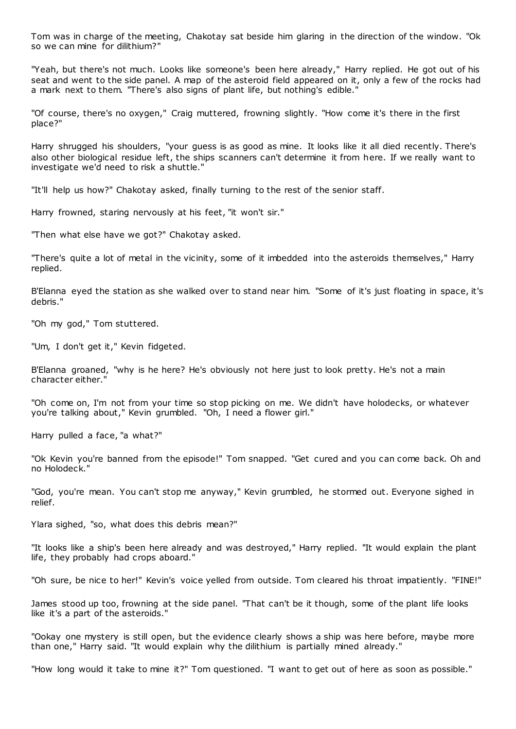Tom was in charge of the meeting, Chakotay sat beside him glaring in the direction of the window. "Ok so we can mine for dilithium?"

"Yeah, but there's not much. Looks like someone's been here already," Harry replied. He got out of his seat and went to the side panel. A map of the asteroid field appeared on it, only a few of the rocks had a mark next to them. "There's also signs of plant life, but nothing's edible."

"Of course, there's no oxygen," Craig muttered, frowning slightly. "How come it's there in the first place?"

Harry shrugged his shoulders, "your guess is as good as mine. It looks like it all died recently. There's also other biological residue left, the ships scanners can't determine it from here. If we really want to investigate we'd need to risk a shuttle."

"It'll help us how?" Chakotay asked, finally turning to the rest of the senior staff.

Harry frowned, staring nervously at his feet, "it won't sir."

"Then what else have we got?" Chakotay asked.

"There's quite a lot of metal in the vicinity, some of it imbedded into the asteroids themselves," Harry replied.

B'Elanna eyed the station as she walked over to stand near him. "Some of it's just floating in space, it's debris."

"Oh my god," Tom stuttered.

"Um, I don't get it," Kevin fidgeted.

B'Elanna groaned, "why is he here? He's obviously not here just to look pretty. He's not a main character either."

"Oh come on, I'm not from your time so stop picking on me. We didn't have holodecks, or whatever you're talking about," Kevin grumbled. "Oh, I need a flower girl."

Harry pulled a face, "a what?"

"Ok Kevin you're banned from the episode!" Tom snapped. "Get cured and you can come back. Oh and no Holodeck."

"God, you're mean. You can't stop me anyway," Kevin grumbled, he stormed out. Everyone sighed in relief.

Ylara sighed, "so, what does this debris mean?"

"It looks like a ship's been here already and was destroyed," Harry replied. "It would explain the plant life, they probably had crops aboard."

"Oh sure, be nice to her!" Kevin's voice yelled from outside. Tom cleared his throat impatiently. "FINE!"

James stood up too, frowning at the side panel. "That can't be it though, some of the plant life looks like it's a part of the asteroids."

"Ookay one mystery is still open, but the evidence clearly shows a ship was here before, maybe more than one," Harry said. "It would explain why the dilithium is partially mined already."

"How long would it take to mine it?" Tom questioned. "I want to get out of here as soon as possible."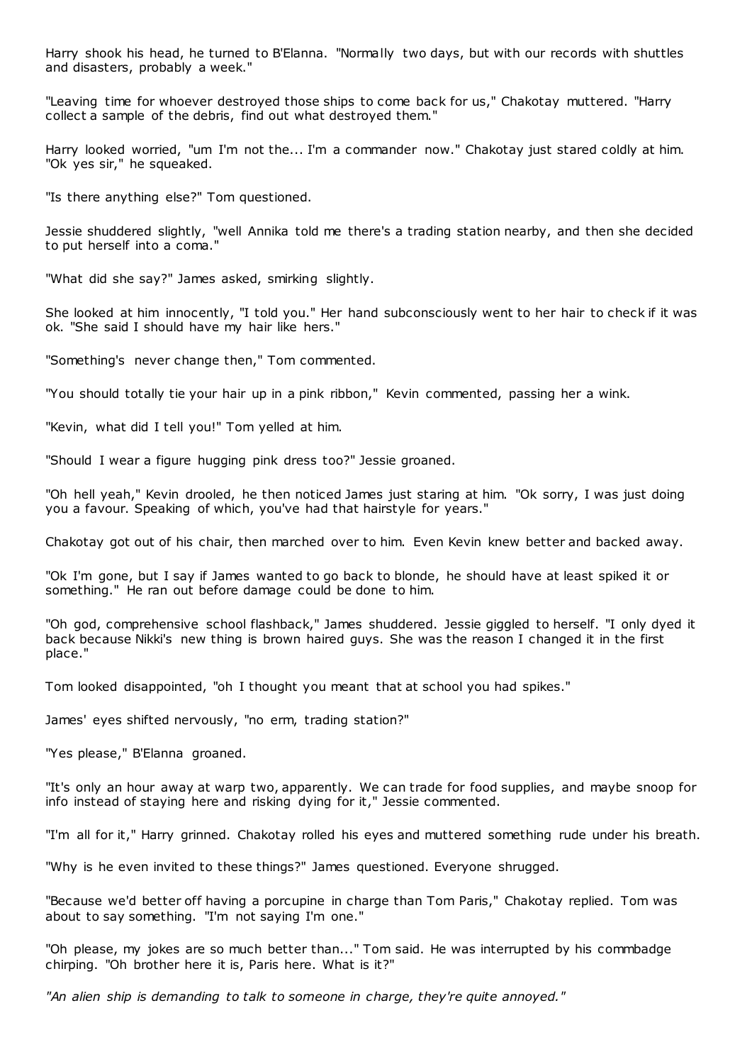Harry shook his head, he turned to B'Elanna. "Normally two days, but with our records with shuttles and disasters, probably a week."

"Leaving time for whoever destroyed those ships to come back for us," Chakotay muttered. "Harry collect a sample of the debris, find out what destroyed them."

Harry looked worried, "um I'm not the... I'm a commander now." Chakotay just stared coldly at him. "Ok yes sir," he squeaked.

"Is there anything else?" Tom questioned.

Jessie shuddered slightly, "well Annika told me there's a trading station nearby, and then she decided to put herself into a coma."

"What did she say?" James asked, smirking slightly.

She looked at him innocently, "I told you." Her hand subconsciously went to her hair to check if it was ok. "She said I should have my hair like hers."

"Something's never change then," Tom commented.

"You should totally tie your hair up in a pink ribbon," Kevin commented, passing her a wink.

"Kevin, what did I tell you!" Tom yelled at him.

"Should I wear a figure hugging pink dress too?" Jessie groaned.

"Oh hell yeah," Kevin drooled, he then noticed James just staring at him. "Ok sorry, I was just doing you a favour. Speaking of which, you've had that hairstyle for years."

Chakotay got out of his chair, then marched over to him. Even Kevin knew better and backed away.

"Ok I'm gone, but I say if James wanted to go back to blonde, he should have at least spiked it or something." He ran out before damage could be done to him.

"Oh god, comprehensive school flashback," James shuddered. Jessie giggled to herself. "I only dyed it back because Nikki's new thing is brown haired guys. She was the reason I changed it in the first place."

Tom looked disappointed, "oh I thought you meant that at school you had spikes."

James' eyes shifted nervously, "no erm, trading station?"

"Yes please," B'Elanna groaned.

"It's only an hour away at warp two, apparently. We can trade for food supplies, and maybe snoop for info instead of staying here and risking dying for it," Jessie commented.

"I'm all for it," Harry grinned. Chakotay rolled his eyes and muttered something rude under his breath.

"Why is he even invited to these things?" James questioned. Everyone shrugged.

"Because we'd better off having a porcupine in charge than Tom Paris," Chakotay replied. Tom was about to say something. "I'm not saying I'm one."

"Oh please, my jokes are so much better than..." Tom said. He was interrupted by his commbadge chirping. "Oh brother here it is, Paris here. What is it?"

*"An alien ship is demanding to talk to someone in charge, they're quite annoyed."*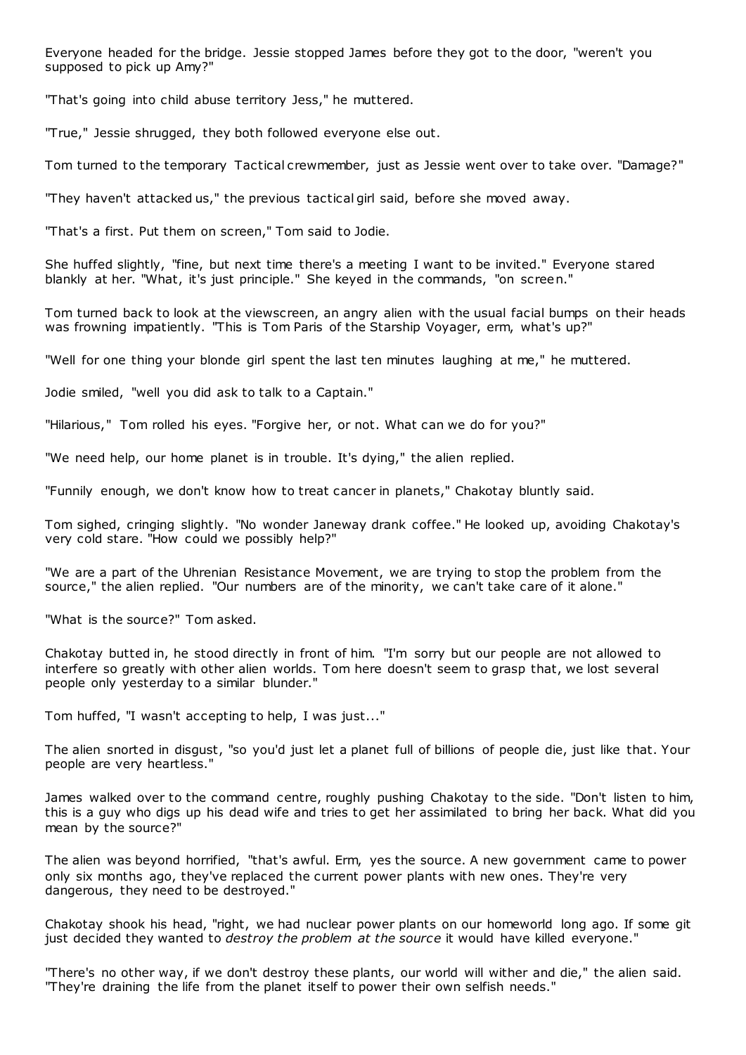Everyone headed for the bridge. Jessie stopped James before they got to the door, "weren't you supposed to pick up Amy?"

"That's going into child abuse territory Jess," he muttered.

"True," Jessie shrugged, they both followed everyone else out.

Tom turned to the temporary Tactical crewmember, just as Jessie went over to take over. "Damage?"

"They haven't attacked us," the previous tactical girl said, before she moved away.

"That's a first. Put them on screen," Tom said to Jodie.

She huffed slightly, "fine, but next time there's a meeting I want to be invited." Everyone stared blankly at her. "What, it's just principle." She keyed in the commands, "on screen."

Tom turned back to look at the viewscreen, an angry alien with the usual facial bumps on their heads was frowning impatiently. "This is Tom Paris of the Starship Voyager, erm, what's up?"

"Well for one thing your blonde girl spent the last ten minutes laughing at me," he muttered.

Jodie smiled, "well you did ask to talk to a Captain."

"Hilarious," Tom rolled his eyes. "Forgive her, or not. What can we do for you?"

"We need help, our home planet is in trouble. It's dying," the alien replied.

"Funnily enough, we don't know how to treat cancer in planets," Chakotay bluntly said.

Tom sighed, cringing slightly. "No wonder Janeway drank coffee." He looked up, avoiding Chakotay's very cold stare. "How could we possibly help?"

"We are a part of the Uhrenian Resistance Movement, we are trying to stop the problem from the source," the alien replied. "Our numbers are of the minority, we can't take care of it alone."

"What is the source?" Tom asked.

Chakotay butted in, he stood directly in front of him. "I'm sorry but our people are not allowed to interfere so greatly with other alien worlds. Tom here doesn't seem to grasp that, we lost several people only yesterday to a similar blunder."

Tom huffed, "I wasn't accepting to help, I was just..."

The alien snorted in disgust, "so you'd just let a planet full of billions of people die, just like that. Your people are very heartless."

James walked over to the command centre, roughly pushing Chakotay to the side. "Don't listen to him, this is a guy who digs up his dead wife and tries to get her assimilated to bring her back. What did you mean by the source?"

The alien was beyond horrified, "that's awful. Erm, yes the source. A new government came to power only six months ago, they've replaced the current power plants with new ones. They're very dangerous, they need to be destroyed."

Chakotay shook his head, "right, we had nuclear power plants on our homeworld long ago. If some git just decided they wanted to *destroy the problem at the source* it would have killed everyone."

"There's no other way, if we don't destroy these plants, our world will wither and die," the alien said. "They're draining the life from the planet itself to power their own selfish needs."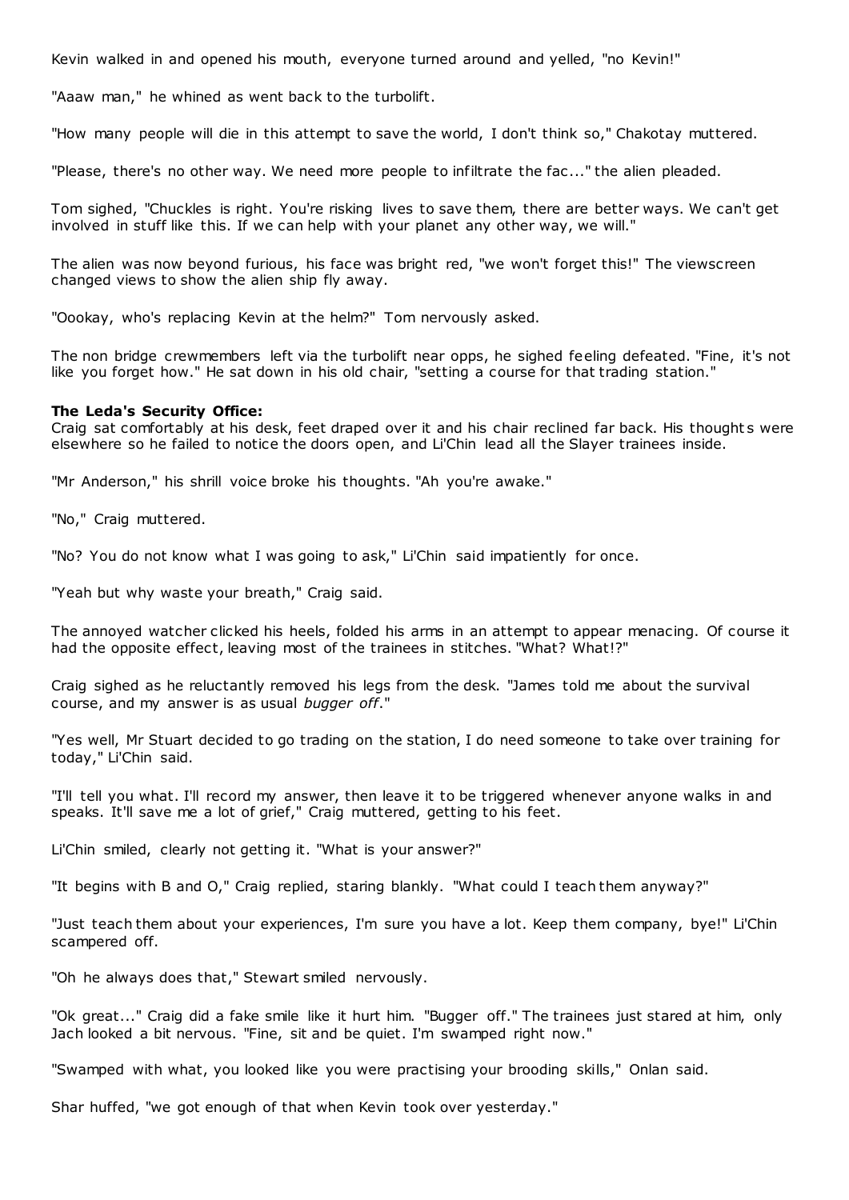Kevin walked in and opened his mouth, everyone turned around and yelled, "no Kevin!"

"Aaaw man," he whined as went back to the turbolift.

"How many people will die in this attempt to save the world, I don't think so," Chakotay muttered.

"Please, there's no other way. We need more people to infiltrate the fac..." the alien pleaded.

Tom sighed, "Chuckles is right. You're risking lives to save them, there are better ways. We can't get involved in stuff like this. If we can help with your planet any other way, we will."

The alien was now beyond furious, his face was bright red, "we won't forget this!" The viewscreen changed views to show the alien ship fly away.

"Oookay, who's replacing Kevin at the helm?" Tom nervously asked.

The non bridge crewmembers left via the turbolift near opps, he sighed feeling defeated. "Fine, it's not like you forget how." He sat down in his old chair, "setting a course for that trading station."

**The Leda's Security Office:**
Craig sat comfortably at his desk, feet draped over it and his chair reclined far back. His thoughts were elsewhere so he failed to notice the doors open, and Li'Chin lead all the Slayer trainees inside.

"Mr Anderson," his shrill voice broke his thoughts. "Ah you're awake."

"No," Craig muttered.

"No? You do not know what I was going to ask," Li'Chin said impatiently for once.

"Yeah but why waste your breath," Craig said.

The annoyed watcher clicked his heels, folded his arms in an attempt to appear menacing. Of course it had the opposite effect, leaving most of the trainees in stitches. "What? What!?"

Craig sighed as he reluctantly removed his legs from the desk. "James told me about the survival course, and my answer is as usual *bugger off*."

"Yes well, Mr Stuart decided to go trading on the station, I do need someone to take over training for today," Li'Chin said.

"I'll tell you what. I'll record my answer, then leave it to be triggered whenever anyone walks in and speaks. It'll save me a lot of grief," Craig muttered, getting to his feet.

Li'Chin smiled, clearly not getting it. "What is your answer?"

"It begins with B and O," Craig replied, staring blankly. "What could I teach them anyway?"

"Just teach them about your experiences, I'm sure you have a lot. Keep them company, bye!" Li'Chin scampered off.

"Oh he always does that," Stewart smiled nervously.

"Ok great..." Craig did a fake smile like it hurt him. "Bugger off." The trainees just stared at him, only Jach looked a bit nervous. "Fine, sit and be quiet. I'm swamped right now."

"Swamped with what, you looked like you were practising your brooding skills," Onlan said.

Shar huffed, "we got enough of that when Kevin took over yesterday."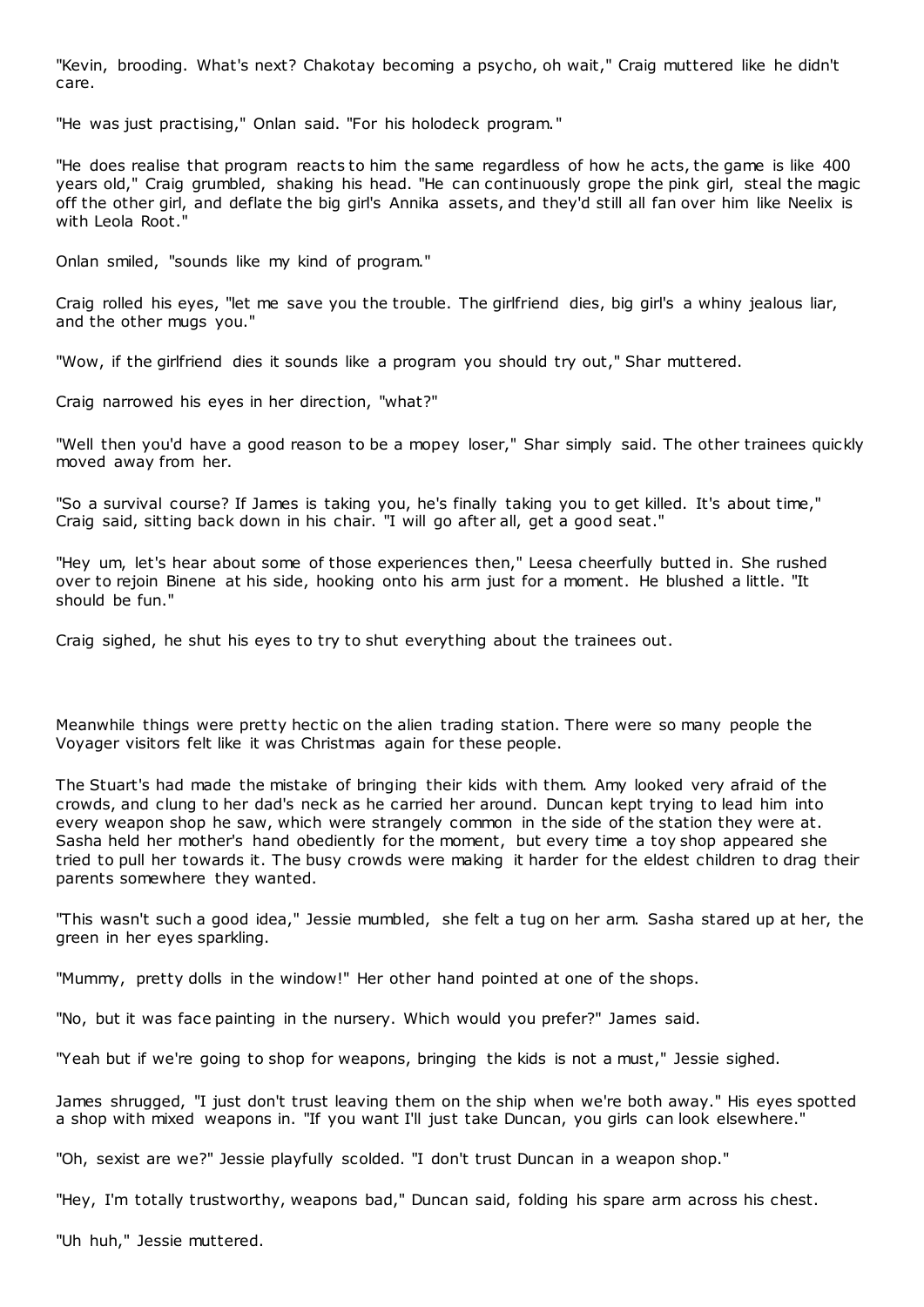"Kevin, brooding. What's next? Chakotay becoming a psycho, oh wait," Craig muttered like he didn't care.

"He was just practising," Onlan said. "For his holodeck program."

"He does realise that program reacts to him the same regardless of how he acts, the game is like 400 years old," Craig grumbled, shaking his head. "He can continuously grope the pink girl, steal the magic off the other girl, and deflate the big girl's Annika assets, and they'd still all fan over him like Neelix is with Leola Root."

Onlan smiled, "sounds like my kind of program."

Craig rolled his eyes, "let me save you the trouble. The girlfriend dies, big girl's a whiny jealous liar, and the other mugs you."

"Wow, if the girlfriend dies it sounds like a program you should try out," Shar muttered.

Craig narrowed his eyes in her direction, "what?"

"Well then you'd have a good reason to be a mopey loser," Shar simply said. The other trainees quickly moved away from her.

"So a survival course? If James is taking you, he's finally taking you to get killed. It's about time," Craig said, sitting back down in his chair. "I will go after all, get a good seat."

"Hey um, let's hear about some of those experiences then," Leesa cheerfully butted in. She rushed over to rejoin Binene at his side, hooking onto his arm just for a moment. He blushed a little. "It should be fun."

Craig sighed, he shut his eyes to try to shut everything about the trainees out.

Meanwhile things were pretty hectic on the alien trading station. There were so many people the Voyager visitors felt like it was Christmas again for these people.

The Stuart's had made the mistake of bringing their kids with them. Amy looked very afraid of the crowds, and clung to her dad's neck as he carried her around. Duncan kept trying to lead him into every weapon shop he saw, which were strangely common in the side of the station they were at. Sasha held her mother's hand obediently for the moment, but every time a toy shop appeared she tried to pull her towards it. The busy crowds were making it harder for the eldest children to drag their parents somewhere they wanted.

"This wasn't such a good idea," Jessie mumbled, she felt a tug on her arm. Sasha stared up at her, the green in her eyes sparkling.

"Mummy, pretty dolls in the window!" Her other hand pointed at one of the shops.

"No, but it was face painting in the nursery. Which would you prefer?" James said.

"Yeah but if we're going to shop for weapons, bringing the kids is not a must," Jessie sighed.

James shrugged, "I just don't trust leaving them on the ship when we're both away." His eyes spotted a shop with mixed weapons in. "If you want I'll just take Duncan, you girls can look elsewhere."

"Oh, sexist are we?" Jessie playfully scolded. "I don't trust Duncan in a weapon shop."

"Hey, I'm totally trustworthy, weapons bad," Duncan said, folding his spare arm across his chest.

"Uh huh," Jessie muttered.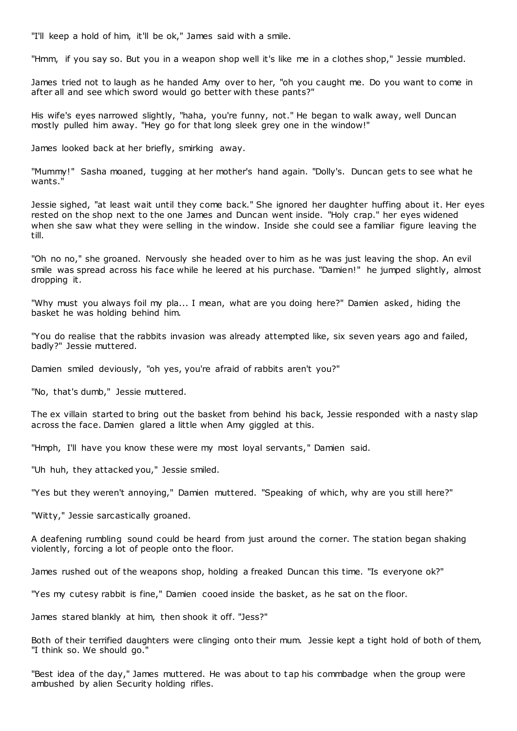"I'll keep a hold of him, it'll be ok," James said with a smile.

"Hmm, if you say so. But you in a weapon shop well it's like me in a clothes shop," Jessie mumbled.

James tried not to laugh as he handed Amy over to her, "oh you caught me. Do you want to come in after all and see which sword would go better with these pants?"

His wife's eyes narrowed slightly, "haha, you're funny, not." He began to walk away, well Duncan mostly pulled him away. "Hey go for that long sleek grey one in the window!"

James looked back at her briefly, smirking away.

"Mummy!" Sasha moaned, tugging at her mother's hand again. "Dolly's. Duncan gets to see what he wants."

Jessie sighed, "at least wait until they come back." She ignored her daughter huffing about it. Her eyes rested on the shop next to the one James and Duncan went inside. "Holy crap." her eyes widened when she saw what they were selling in the window. Inside she could see a familiar figure leaving the till.

"Oh no no," she groaned. Nervously she headed over to him as he was just leaving the shop. An evil smile was spread across his face while he leered at his purchase. "Damien!" he jumped slightly, almost dropping it.

"Why must you always foil my pla... I mean, what are you doing here?" Damien asked, hiding the basket he was holding behind him.

"You do realise that the rabbits invasion was already attempted like, six seven years ago and failed, badly?" Jessie muttered.

Damien smiled deviously, "oh yes, you're afraid of rabbits aren't you?"

"No, that's dumb," Jessie muttered.

The ex villain started to bring out the basket from behind his back, Jessie responded with a nasty slap across the face. Damien glared a little when Amy giggled at this.

"Hmph, I'll have you know these were my most loyal servants," Damien said.

"Uh huh, they attacked you," Jessie smiled.

"Yes but they weren't annoying," Damien muttered. "Speaking of which, why are you still here?"

"Witty," Jessie sarcastically groaned.

A deafening rumbling sound could be heard from just around the corner. The station began shaking violently, forcing a lot of people onto the floor.

James rushed out of the weapons shop, holding a freaked Duncan this time. "Is everyone ok?"

"Yes my cutesy rabbit is fine," Damien cooed inside the basket, as he sat on the floor.

James stared blankly at him, then shook it off. "Jess?"

Both of their terrified daughters were clinging onto their mum. Jessie kept a tight hold of both of them, "I think so. We should go."

"Best idea of the day," James muttered. He was about to tap his commbadge when the group were ambushed by alien Security holding rifles.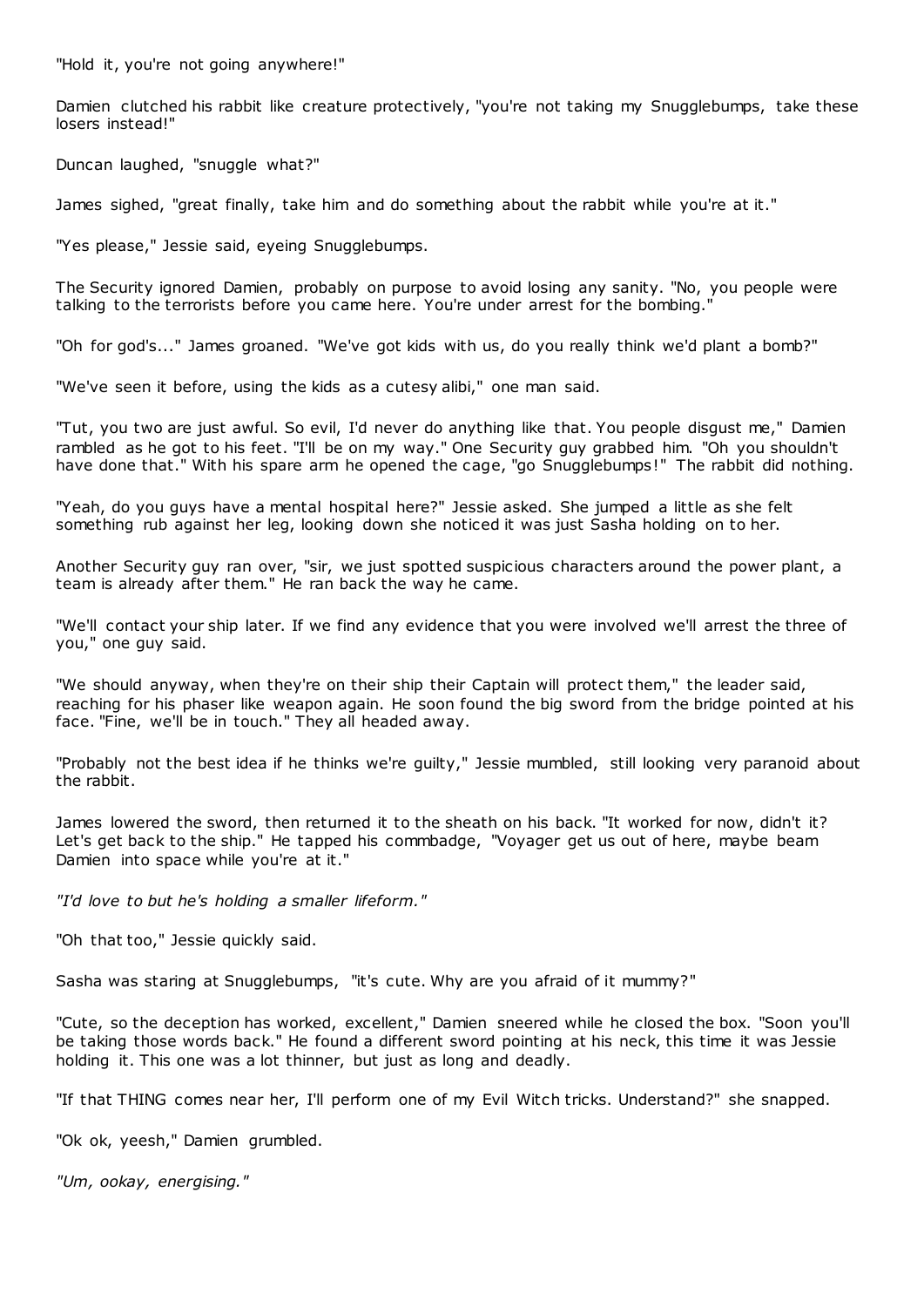"Hold it, you're not going anywhere!"

Damien clutched his rabbit like creature protectively, "you're not taking my Snugglebumps, take these losers instead!"

Duncan laughed, "snuggle what?"

James sighed, "great finally, take him and do something about the rabbit while you're at it."

"Yes please," Jessie said, eyeing Snugglebumps.

The Security ignored Damien, probably on purpose to avoid losing any sanity. "No, you people were talking to the terrorists before you came here. You're under arrest for the bombing."

"Oh for god's..." James groaned. "We've got kids with us, do you really think we'd plant a bomb?"

"We've seen it before, using the kids as a cutesy alibi," one man said.

"Tut, you two are just awful. So evil, I'd never do anything like that. You people disgust me," Damien rambled as he got to his feet. "I'll be on my way." One Security guy grabbed him. "Oh you shouldn't have done that." With his spare arm he opened the cage, "go Snugglebumps!" The rabbit did nothing.

"Yeah, do you guys have a mental hospital here?" Jessie asked. She jumped a little as she felt something rub against her leg, looking down she noticed it was just Sasha holding on to her.

Another Security guy ran over, "sir, we just spotted suspicious characters around the power plant, a team is already after them." He ran back the way he came.

"We'll contact your ship later. If we find any evidence that you were involved we'll arrest the three of you," one guy said.

"We should anyway, when they're on their ship their Captain will protect them," the leader said, reaching for his phaser like weapon again. He soon found the big sword from the bridge pointed at his face. "Fine, we'll be in touch." They all headed away.

"Probably not the best idea if he thinks we're guilty," Jessie mumbled, still looking very paranoid about the rabbit.

James lowered the sword, then returned it to the sheath on his back. "It worked for now, didn't it? Let's get back to the ship." He tapped his commbadge, "Voyager get us out of here, maybe beam Damien into space while you're at it."

*"I'd love to but he's holding a smaller lifeform."*

"Oh that too," Jessie quickly said.

Sasha was staring at Snugglebumps, "it's cute. Why are you afraid of it mummy?"

"Cute, so the deception has worked, excellent," Damien sneered while he closed the box. "Soon you'll be taking those words back." He found a different sword pointing at his neck, this time it was Jessie holding it. This one was a lot thinner, but just as long and deadly.

"If that THING comes near her, I'll perform one of my Evil Witch tricks. Understand?" she snapped.

"Ok ok, yeesh," Damien grumbled.

*"Um, ookay, energising."*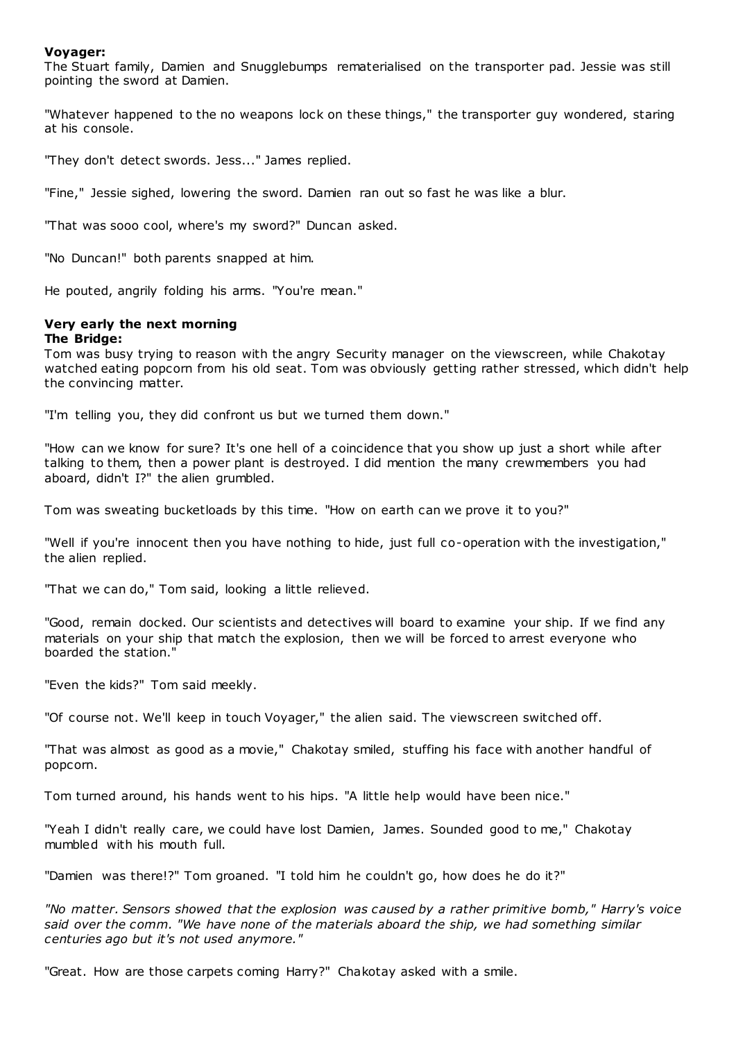**Voyager:**

The Stuart family, Damien and Snugglebumps rematerialised on the transporter pad. Jessie was still pointing the sword at Damien.

"Whatever happened to the no weapons lock on these things," the transporter guy wondered, staring at his console.

"They don't detect swords. Jess..." James replied.

"Fine," Jessie sighed, lowering the sword. Damien ran out so fast he was like a blur.

"That was sooo cool, where's my sword?" Duncan asked.

"No Duncan!" both parents snapped at him.

He pouted, angrily folding his arms. "You're mean."

**Very early the next morning**

**The Bridge:**

Tom was busy trying to reason with the angry Security manager on the viewscreen, while Chakotay watched eating popcorn from his old seat. Tom was obviously getting rather stressed, which didn't help the convincing matter.

"I'm telling you, they did confront us but we turned them down."

"How can we know for sure? It's one hell of a coincidence that you show up just a short while after talking to them, then a power plant is destroyed. I did mention the many crewmembers you had aboard, didn't I?" the alien grumbled.

Tom was sweating bucketloads by this time. "How on earth can we prove it to you?"

"Well if you're innocent then you have nothing to hide, just full co-operation with the investigation," the alien replied.

"That we can do," Tom said, looking a little relieved.

"Good, remain docked. Our scientists and detectives will board to examine your ship. If we find any materials on your ship that match the explosion, then we will be forced to arrest everyone who boarded the station."

"Even the kids?" Tom said meekly.

"Of course not. We'll keep in touch Voyager," the alien said. The viewscreen switched off.

"That was almost as good as a movie," Chakotay smiled, stuffing his face with another handful of popcorn.

Tom turned around, his hands went to his hips. "A little help would have been nice."

"Yeah I didn't really care, we could have lost Damien, James. Sounded good to me," Chakotay mumbled with his mouth full.

"Damien was there!?" Tom groaned. "I told him he couldn't go, how does he do it?"

*"No matter. Sensors showed that the explosion was caused by a rather primitive bomb," Harry's voice said over the comm. "We have none of the materials aboard the ship, we had something similar centuries ago but it's not used anymore."*

"Great. How are those carpets coming Harry?" Chakotay asked with a smile.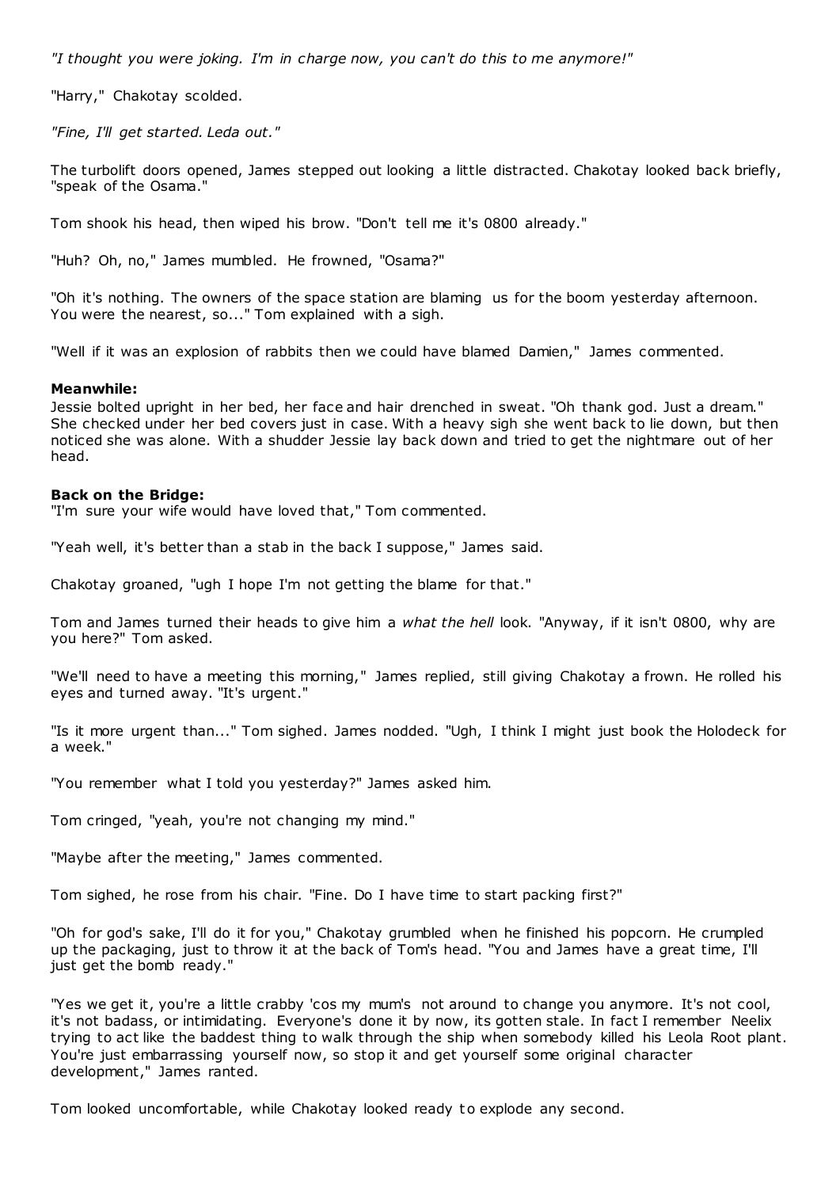*"I thought you were joking. I'm in charge now, you can't do this to me anymore!"*

"Harry," Chakotay scolded.

*"Fine, I'll get started. Leda out."*

The turbolift doors opened, James stepped out looking a little distracted. Chakotay looked back briefly, "speak of the Osama."

Tom shook his head, then wiped his brow. "Don't tell me it's 0800 already."

"Huh? Oh, no," James mumbled. He frowned, "Osama?"

"Oh it's nothing. The owners of the space station are blaming us for the boom yesterday afternoon. You were the nearest, so..." Tom explained with a sigh.

"Well if it was an explosion of rabbits then we could have blamed Damien," James commented.

**Meanwhile:**
Jessie bolted upright in her bed, her face and hair drenched in sweat. "Oh thank god. Just a dream." She checked under her bed covers just in case. With a heavy sigh she went back to lie down, but then noticed she was alone. With a shudder Jessie lay back down and tried to get the nightmare out of her head.

**Back on the Bridge:**
"I'm sure your wife would have loved that," Tom commented.

"Yeah well, it's better than a stab in the back I suppose," James said.

Chakotay groaned, "ugh I hope I'm not getting the blame for that."

Tom and James turned their heads to give him a *what the hell* look. "Anyway, if it isn't 0800, why are you here?" Tom asked.

"We'll need to have a meeting this morning," James replied, still giving Chakotay a frown. He rolled his eyes and turned away. "It's urgent."

"Is it more urgent than..." Tom sighed. James nodded. "Ugh, I think I might just book the Holodeck for a week."

"You remember what I told you yesterday?" James asked him.

Tom cringed, "yeah, you're not changing my mind."

"Maybe after the meeting," James commented.

Tom sighed, he rose from his chair. "Fine. Do I have time to start packing first?"

"Oh for god's sake, I'll do it for you," Chakotay grumbled when he finished his popcorn. He crumpled up the packaging, just to throw it at the back of Tom's head. "You and James have a great time, I'll just get the bomb ready."

"Yes we get it, you're a little crabby 'cos my mum's not around to change you anymore. It's not cool, it's not badass, or intimidating. Everyone's done it by now, its gotten stale. In fact I remember Neelix trying to act like the baddest thing to walk through the ship when somebody killed his Leola Root plant. You're just embarrassing yourself now, so stop it and get yourself some original character development," James ranted.

Tom looked uncomfortable, while Chakotay looked ready to explode any second.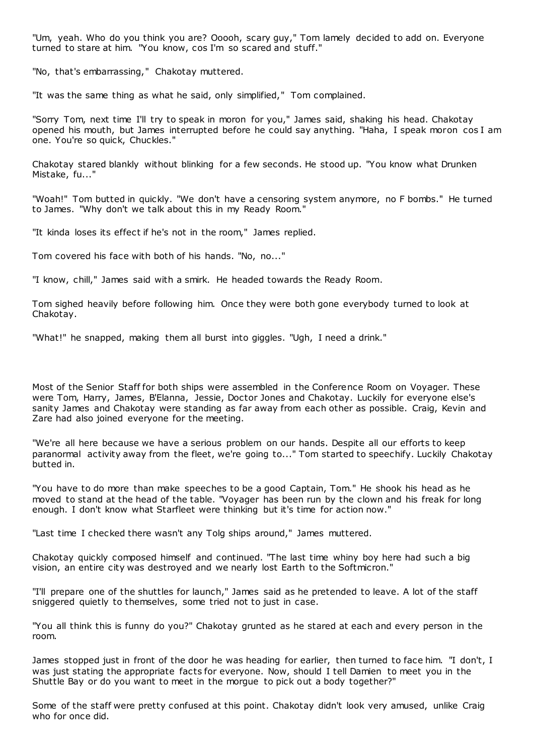"Um, yeah. Who do you think you are? Ooooh, scary guy," Tom lamely decided to add on. Everyone turned to stare at him. "You know, cos I'm so scared and stuff."

"No, that's embarrassing," Chakotay muttered.

"It was the same thing as what he said, only simplified," Tom complained.

"Sorry Tom, next time I'll try to speak in moron for you," James said, shaking his head. Chakotay opened his mouth, but James interrupted before he could say anything. "Haha, I speak moron cos I am one. You're so quick, Chuckles."

Chakotay stared blankly without blinking for a few seconds. He stood up. "You know what Drunken Mistake, fu..."

"Woah!" Tom butted in quickly. "We don't have a censoring system anymore, no F bombs." He turned to James. "Why don't we talk about this in my Ready Room."

"It kinda loses its effect if he's not in the room," James replied.

Tom covered his face with both of his hands. "No, no..."

"I know, chill," James said with a smirk. He headed towards the Ready Room.

Tom sighed heavily before following him. Once they were both gone everybody turned to look at Chakotay.

"What!" he snapped, making them all burst into giggles. "Ugh, I need a drink."

Most of the Senior Staff for both ships were assembled in the Conference Room on Voyager. These were Tom, Harry, James, B'Elanna, Jessie, Doctor Jones and Chakotay. Luckily for everyone else's sanity James and Chakotay were standing as far away from each other as possible. Craig, Kevin and Zare had also joined everyone for the meeting.

"We're all here because we have a serious problem on our hands. Despite all our efforts to keep paranormal activity away from the fleet, we're going to..." Tom started to speechify. Luckily Chakotay butted in.

"You have to do more than make speeches to be a good Captain, Tom." He shook his head as he moved to stand at the head of the table. "Voyager has been run by the clown and his freak for long enough. I don't know what Starfleet were thinking but it's time for action now."

"Last time I checked there wasn't any Tolg ships around," James muttered.

Chakotay quickly composed himself and continued. "The last time whiny boy here had such a big vision, an entire city was destroyed and we nearly lost Earth to the Softmicron."

"I'll prepare one of the shuttles for launch," James said as he pretended to leave. A lot of the staff sniggered quietly to themselves, some tried not to just in case.

"You all think this is funny do you?" Chakotay grunted as he stared at each and every person in the room.

James stopped just in front of the door he was heading for earlier, then turned to face him. "I don't, I was just stating the appropriate facts for everyone. Now, should I tell Damien to meet you in the Shuttle Bay or do you want to meet in the morgue to pick out a body together?"

Some of the staff were pretty confused at this point. Chakotay didn't look very amused, unlike Craig who for once did.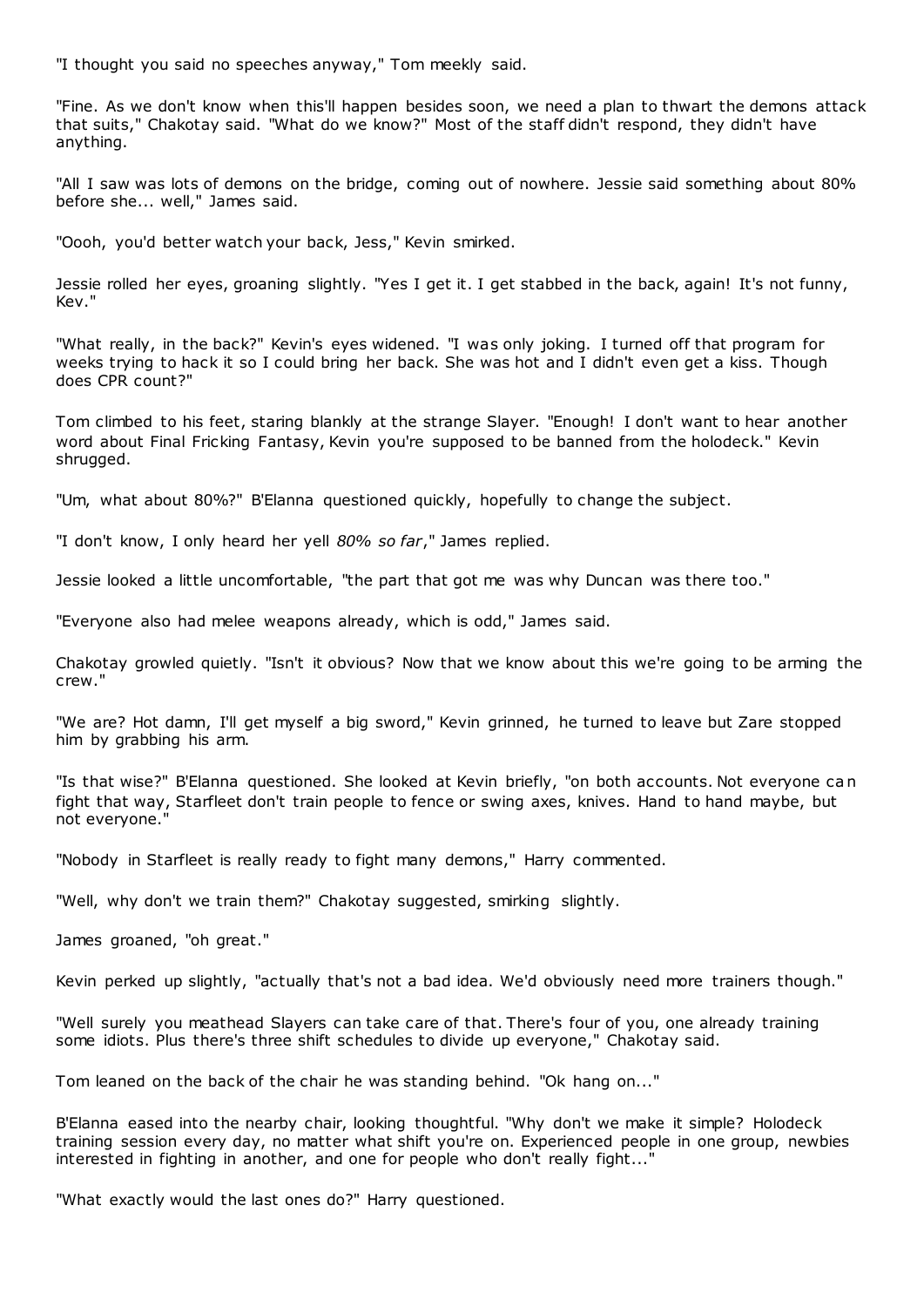"I thought you said no speeches anyway," Tom meekly said.

"Fine. As we don't know when this'll happen besides soon, we need a plan to thwart the demons attack that suits," Chakotay said. "What do we know?" Most of the staff didn't respond, they didn't have anything.

"All I saw was lots of demons on the bridge, coming out of nowhere. Jessie said something about 80% before she... well," James said.

"Oooh, you'd better watch your back, Jess," Kevin smirked.

Jessie rolled her eyes, groaning slightly. "Yes I get it. I get stabbed in the back, again! It's not funny, Kev."

"What really, in the back?" Kevin's eyes widened. "I was only joking. I turned off that program for weeks trying to hack it so I could bring her back. She was hot and I didn't even get a kiss. Though does CPR count?"

Tom climbed to his feet, staring blankly at the strange Slayer. "Enough! I don't want to hear another word about Final Fricking Fantasy, Kevin you're supposed to be banned from the holodeck." Kevin shrugged.

"Um, what about 80%?" B'Elanna questioned quickly, hopefully to change the subject.

"I don't know, I only heard her yell *80% so far*," James replied.

Jessie looked a little uncomfortable, "the part that got me was why Duncan was there too."

"Everyone also had melee weapons already, which is odd," James said.

Chakotay growled quietly. "Isn't it obvious? Now that we know about this we're going to be arming the crew."

"We are? Hot damn, I'll get myself a big sword," Kevin grinned, he turned to leave but Zare stopped him by grabbing his arm.

"Is that wise?" B'Elanna questioned. She looked at Kevin briefly, "on both accounts. Not everyone can fight that way, Starfleet don't train people to fence or swing axes, knives. Hand to hand maybe, but not everyone."

"Nobody in Starfleet is really ready to fight many demons," Harry commented.

"Well, why don't we train them?" Chakotay suggested, smirking slightly.

James groaned, "oh great."

Kevin perked up slightly, "actually that's not a bad idea. We'd obviously need more trainers though."

"Well surely you meathead Slayers can take care of that. There's four of you, one already training some idiots. Plus there's three shift schedules to divide up everyone," Chakotay said.

Tom leaned on the back of the chair he was standing behind. "Ok hang on..."

B'Elanna eased into the nearby chair, looking thoughtful. "Why don't we make it simple? Holodeck training session every day, no matter what shift you're on. Experienced people in one group, newbies interested in fighting in another, and one for people who don't really fight..."

"What exactly would the last ones do?" Harry questioned.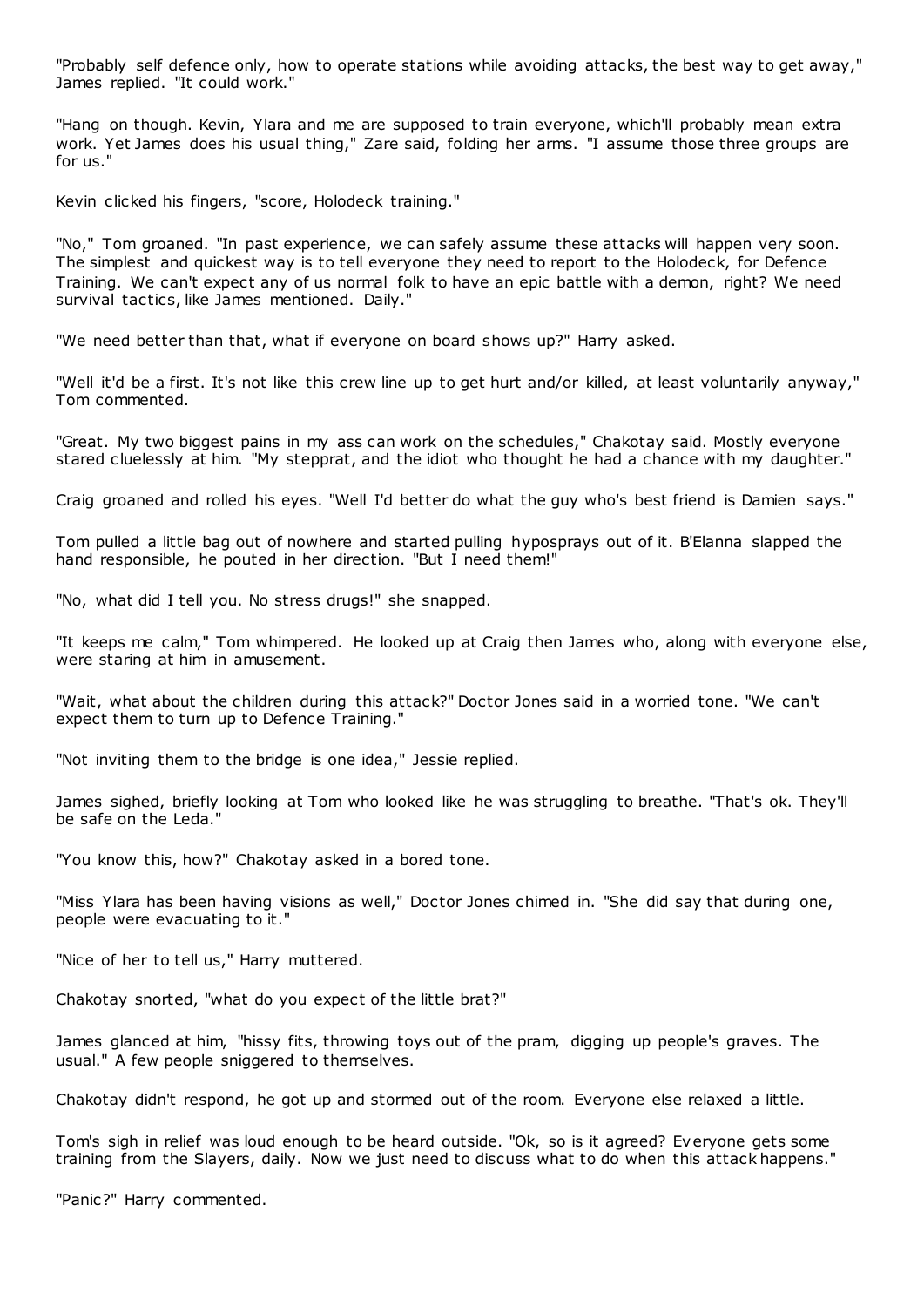"Probably self defence only, how to operate stations while avoiding attacks, the best way to get away," James replied. "It could work."

"Hang on though. Kevin, Ylara and me are supposed to train everyone, which'll probably mean extra work. Yet James does his usual thing," Zare said, folding her arms. "I assume those three groups are for us."

Kevin clicked his fingers, "score, Holodeck training."

"No," Tom groaned. "In past experience, we can safely assume these attacks will happen very soon. The simplest and quickest way is to tell everyone they need to report to the Holodeck, for Defence Training. We can't expect any of us normal folk to have an epic battle with a demon, right? We need survival tactics, like James mentioned. Daily."

"We need better than that, what if everyone on board shows up?" Harry asked.

"Well it'd be a first. It's not like this crew line up to get hurt and/or killed, at least voluntarily anyway," Tom commented.

"Great. My two biggest pains in my ass can work on the schedules," Chakotay said. Mostly everyone stared cluelessly at him. "My stepprat, and the idiot who thought he had a chance with my daughter."

Craig groaned and rolled his eyes. "Well I'd better do what the guy who's best friend is Damien says."

Tom pulled a little bag out of nowhere and started pulling hyposprays out of it. B'Elanna slapped the hand responsible, he pouted in her direction. "But I need them!"

"No, what did I tell you. No stress drugs!" she snapped.

"It keeps me calm," Tom whimpered. He looked up at Craig then James who, along with everyone else, were staring at him in amusement.

"Wait, what about the children during this attack?" Doctor Jones said in a worried tone. "We can't expect them to turn up to Defence Training."

"Not inviting them to the bridge is one idea," Jessie replied.

James sighed, briefly looking at Tom who looked like he was struggling to breathe. "That's ok. They'll be safe on the Leda."

"You know this, how?" Chakotay asked in a bored tone.

"Miss Ylara has been having visions as well," Doctor Jones chimed in. "She did say that during one, people were evacuating to it."

"Nice of her to tell us," Harry muttered.

Chakotay snorted, "what do you expect of the little brat?"

James glanced at him, "hissy fits, throwing toys out of the pram, digging up people's graves. The usual." A few people sniggered to themselves.

Chakotay didn't respond, he got up and stormed out of the room. Everyone else relaxed a little.

Tom's sigh in relief was loud enough to be heard outside. "Ok, so is it agreed? Everyone gets some training from the Slayers, daily. Now we just need to discuss what to do when this attack happens."

"Panic?" Harry commented.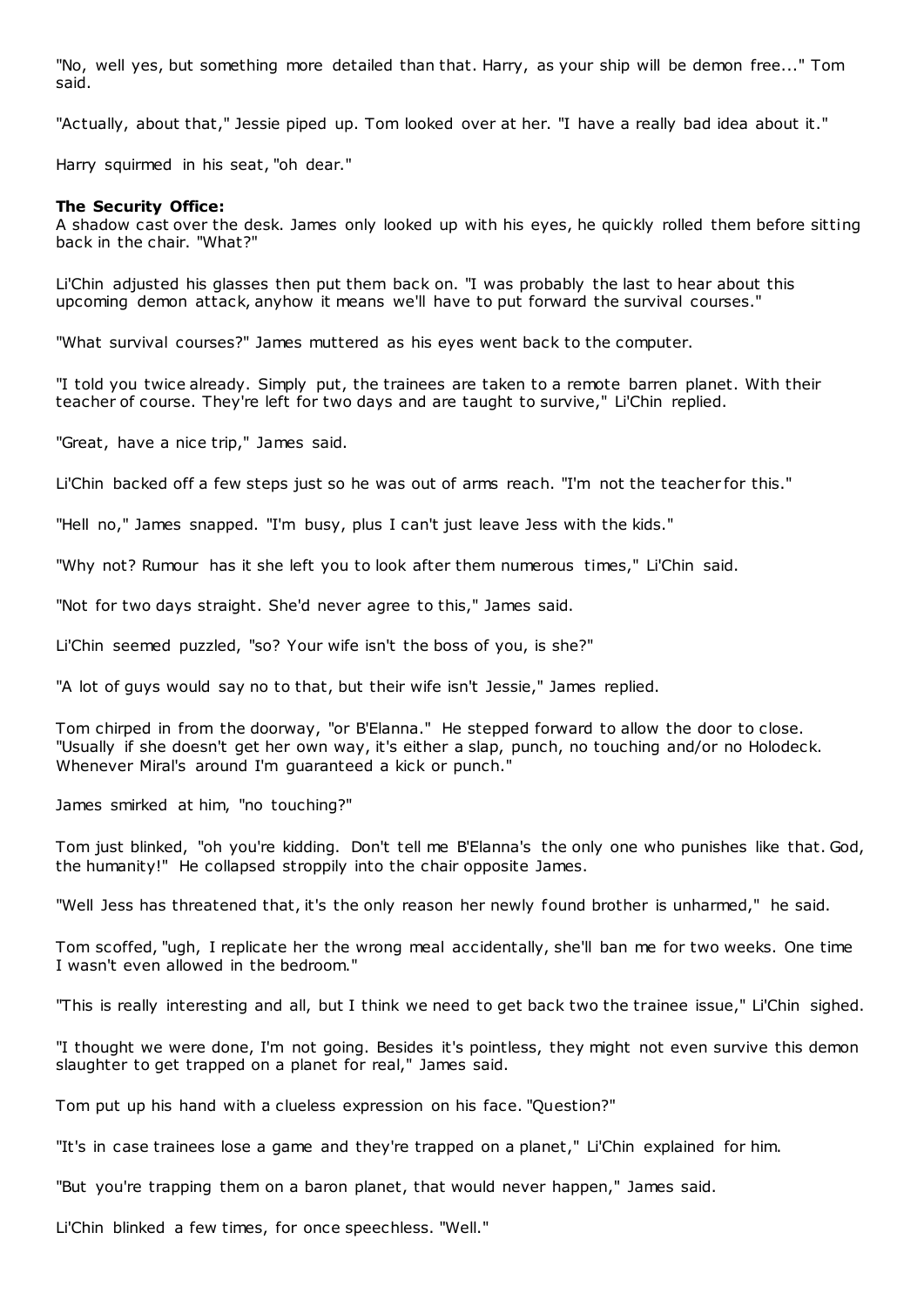"No, well yes, but something more detailed than that. Harry, as your ship will be demon free..." Tom said.

"Actually, about that," Jessie piped up. Tom looked over at her. "I have a really bad idea about it."

Harry squirmed in his seat, "oh dear."

**The Security Office:**

A shadow cast over the desk. James only looked up with his eyes, he quickly rolled them before sitting back in the chair. "What?"

Li'Chin adjusted his glasses then put them back on. "I was probably the last to hear about this upcoming demon attack, anyhow it means we'll have to put forward the survival courses."

"What survival courses?" James muttered as his eyes went back to the computer.

"I told you twice already. Simply put, the trainees are taken to a remote barren planet. With their teacher of course. They're left for two days and are taught to survive," Li'Chin replied.

"Great, have a nice trip," James said.

Li'Chin backed off a few steps just so he was out of arms reach. "I'm not the teacher for this."

"Hell no," James snapped. "I'm busy, plus I can't just leave Jess with the kids."

"Why not? Rumour has it she left you to look after them numerous times," Li'Chin said.

"Not for two days straight. She'd never agree to this," James said.

Li'Chin seemed puzzled, "so? Your wife isn't the boss of you, is she?"

"A lot of guys would say no to that, but their wife isn't Jessie," James replied.

Tom chirped in from the doorway, "or B'Elanna." He stepped forward to allow the door to close. "Usually if she doesn't get her own way, it's either a slap, punch, no touching and/or no Holodeck. Whenever Miral's around I'm guaranteed a kick or punch."

James smirked at him, "no touching?"

Tom just blinked, "oh you're kidding. Don't tell me B'Elanna's the only one who punishes like that. God, the humanity!" He collapsed stroppily into the chair opposite James.

"Well Jess has threatened that, it's the only reason her newly found brother is unharmed," he said.

Tom scoffed, "ugh, I replicate her the wrong meal accidentally, she'll ban me for two weeks. One time I wasn't even allowed in the bedroom."

"This is really interesting and all, but I think we need to get back two the trainee issue," Li'Chin sighed.

"I thought we were done, I'm not going. Besides it's pointless, they might not even survive this demon slaughter to get trapped on a planet for real," James said.

Tom put up his hand with a clueless expression on his face. "Question?"

"It's in case trainees lose a game and they're trapped on a planet," Li'Chin explained for him.

"But you're trapping them on a baron planet, that would never happen," James said.

Li'Chin blinked a few times, for once speechless. "Well."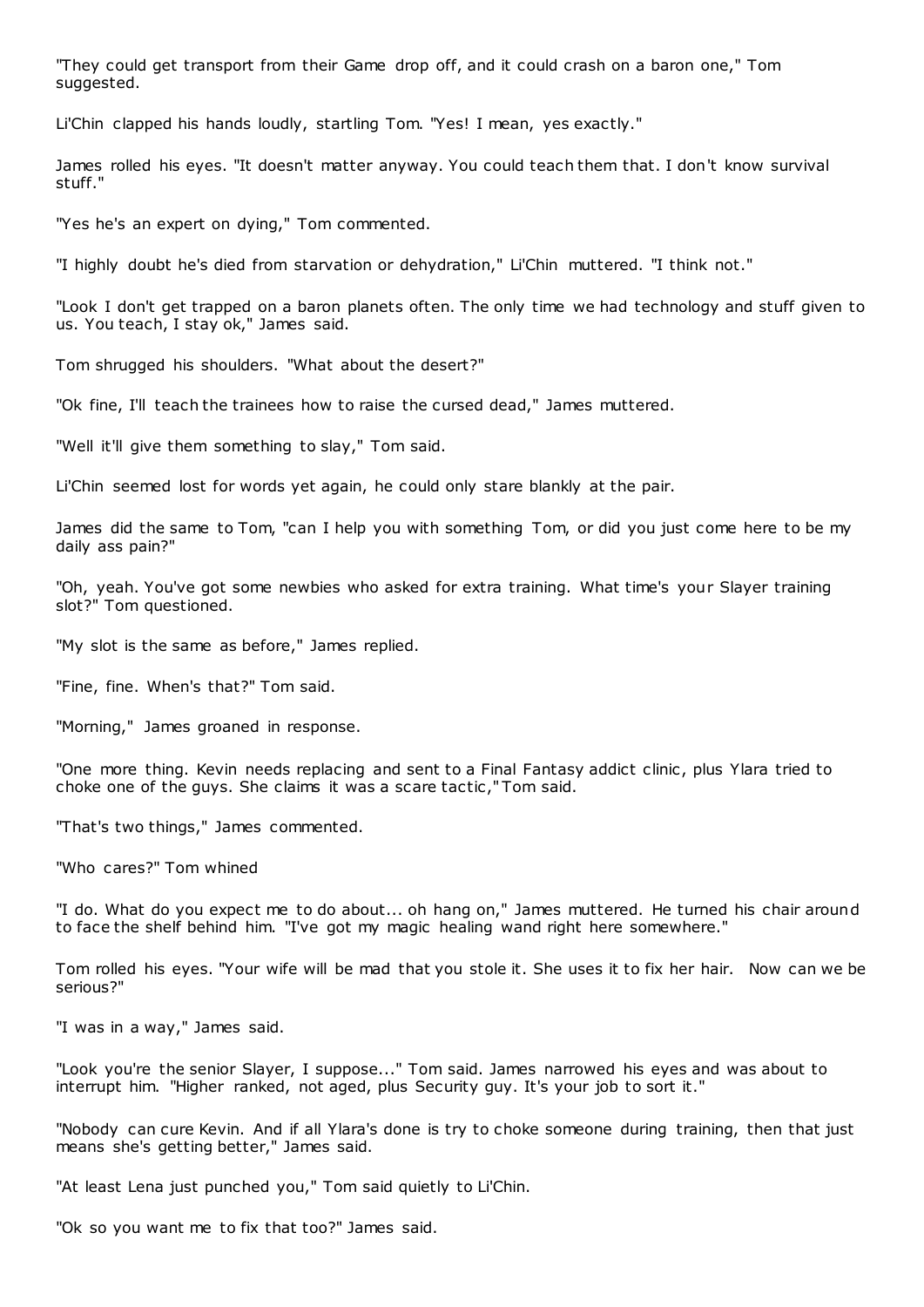"They could get transport from their Game drop off, and it could crash on a baron one," Tom suggested.

Li'Chin clapped his hands loudly, startling Tom. "Yes! I mean, yes exactly."

James rolled his eyes. "It doesn't matter anyway. You could teach them that. I don't know survival stuff."

"Yes he's an expert on dying," Tom commented.

"I highly doubt he's died from starvation or dehydration," Li'Chin muttered. "I think not."

"Look I don't get trapped on a baron planets often. The only time we had technology and stuff given to us. You teach, I stay ok," James said.

Tom shrugged his shoulders. "What about the desert?"

"Ok fine, I'll teach the trainees how to raise the cursed dead," James muttered.

"Well it'll give them something to slay," Tom said.

Li'Chin seemed lost for words yet again, he could only stare blankly at the pair.

James did the same to Tom, "can I help you with something Tom, or did you just come here to be my daily ass pain?"

"Oh, yeah. You've got some newbies who asked for extra training. What time's your Slayer training slot?" Tom questioned.

"My slot is the same as before," James replied.

"Fine, fine. When's that?" Tom said.

"Morning," James groaned in response.

"One more thing. Kevin needs replacing and sent to a Final Fantasy addict clinic, plus Ylara tried to choke one of the guys. She claims it was a scare tactic," Tom said.

"That's two things," James commented.

"Who cares?" Tom whined

"I do. What do you expect me to do about... oh hang on," James muttered. He turned his chair around to face the shelf behind him. "I've got my magic healing wand right here somewhere."

Tom rolled his eyes. "Your wife will be mad that you stole it. She uses it to fix her hair. Now can we be serious?"

"I was in a way," James said.

"Look you're the senior Slayer, I suppose..." Tom said. James narrowed his eyes and was about to interrupt him. "Higher ranked, not aged, plus Security guy. It's your job to sort it."

"Nobody can cure Kevin. And if all Ylara's done is try to choke someone during training, then that just means she's getting better," James said.

"At least Lena just punched you," Tom said quietly to Li'Chin.

"Ok so you want me to fix that too?" James said.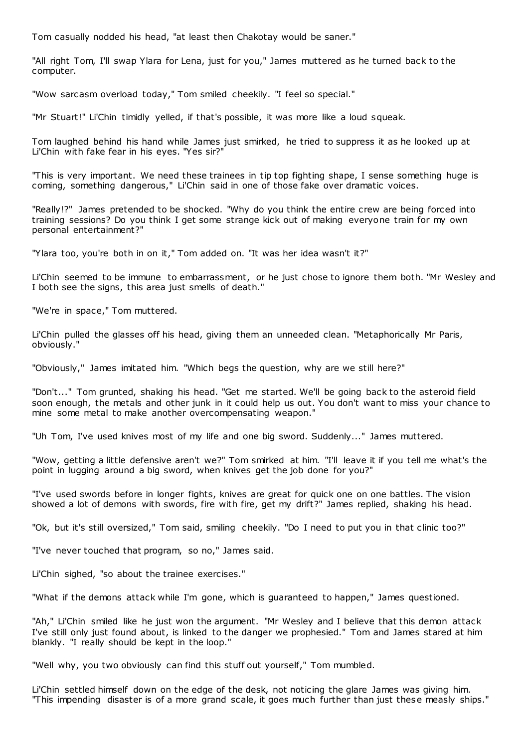Tom casually nodded his head, "at least then Chakotay would be saner."

"All right Tom, I'll swap Ylara for Lena, just for you," James muttered as he turned back to the computer.

"Wow sarcasm overload today," Tom smiled cheekily. "I feel so special."

"Mr Stuart!" Li'Chin timidly yelled, if that's possible, it was more like a loud squeak.

Tom laughed behind his hand while James just smirked, he tried to suppress it as he looked up at Li'Chin with fake fear in his eyes. "Yes sir?"

"This is very important. We need these trainees in tip top fighting shape, I sense something huge is coming, something dangerous," Li'Chin said in one of those fake over dramatic voices.

"Really!?" James pretended to be shocked. "Why do you think the entire crew are being forced into training sessions? Do you think I get some strange kick out of making everyone train for my own personal entertainment?"

"Ylara too, you're both in on it," Tom added on. "It was her idea wasn't it?"

Li'Chin seemed to be immune to embarrassment, or he just chose to ignore them both. "Mr Wesley and I both see the signs, this area just smells of death."

"We're in space," Tom muttered.

Li'Chin pulled the glasses off his head, giving them an unneeded clean. "Metaphorically Mr Paris, obviously."

"Obviously," James imitated him. "Which begs the question, why are we still here?"

"Don't..." Tom grunted, shaking his head. "Get me started. We'll be going back to the asteroid field soon enough, the metals and other junk in it could help us out. You don't want to miss your chance to mine some metal to make another overcompensating weapon."

"Uh Tom, I've used knives most of my life and one big sword. Suddenly..." James muttered.

"Wow, getting a little defensive aren't we?" Tom smirked at him. "I'll leave it if you tell me what's the point in lugging around a big sword, when knives get the job done for you?"

"I've used swords before in longer fights, knives are great for quick one on one battles. The vision showed a lot of demons with swords, fire with fire, get my drift?" James replied, shaking his head.

"Ok, but it's still oversized," Tom said, smiling cheekily. "Do I need to put you in that clinic too?"

"I've never touched that program, so no," James said.

Li'Chin sighed, "so about the trainee exercises."

"What if the demons attack while I'm gone, which is guaranteed to happen," James questioned.

"Ah," Li'Chin smiled like he just won the argument. "Mr Wesley and I believe that this demon attack I've still only just found about, is linked to the danger we prophesied." Tom and James stared at him blankly. "I really should be kept in the loop."

"Well why, you two obviously can find this stuff out yourself," Tom mumbled.

Li'Chin settled himself down on the edge of the desk, not noticing the glare James was giving him. "This impending disaster is of a more grand scale, it goes much further than just these measly ships."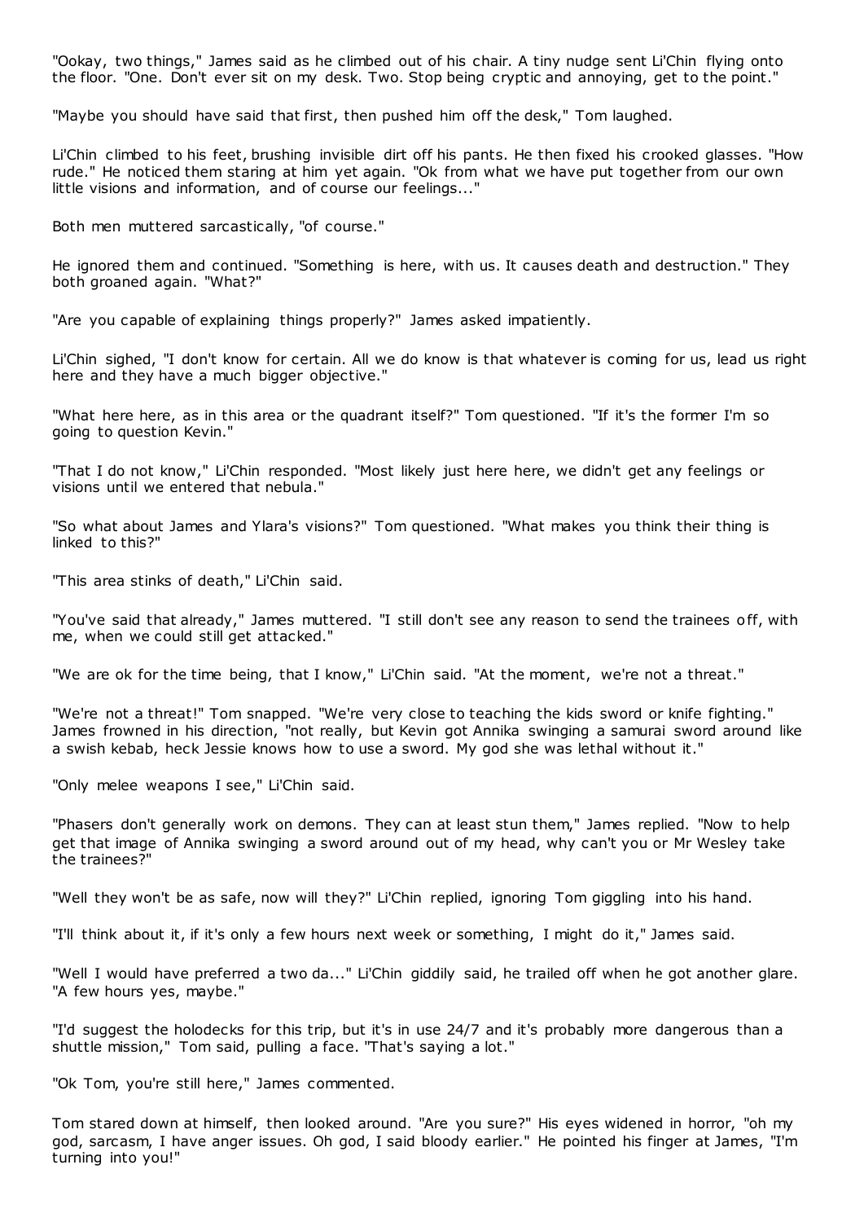"Ookay, two things," James said as he climbed out of his chair. A tiny nudge sent Li'Chin flying onto the floor. "One. Don't ever sit on my desk. Two. Stop being cryptic and annoying, get to the point."

"Maybe you should have said that first, then pushed him off the desk," Tom laughed.

Li'Chin climbed to his feet, brushing invisible dirt off his pants. He then fixed his crooked glasses. "How rude." He noticed them staring at him yet again. "Ok from what we have put together from our own little visions and information, and of course our feelings..."

Both men muttered sarcastically, "of course."

He ignored them and continued. "Something is here, with us. It causes death and destruction." They both groaned again. "What?"

"Are you capable of explaining things properly?" James asked impatiently.

Li'Chin sighed, "I don't know for certain. All we do know is that whatever is coming for us, lead us right here and they have a much bigger objective."

"What here here, as in this area or the quadrant itself?" Tom questioned. "If it's the former I'm so going to question Kevin."

"That I do not know," Li'Chin responded. "Most likely just here here, we didn't get any feelings or visions until we entered that nebula."

"So what about James and Ylara's visions?" Tom questioned. "What makes you think their thing is linked to this?"

"This area stinks of death," Li'Chin said.

"You've said that already," James muttered. "I still don't see any reason to send the trainees off, with me, when we could still get attacked."

"We are ok for the time being, that I know," Li'Chin said. "At the moment, we're not a threat."

"We're not a threat!" Tom snapped. "We're very close to teaching the kids sword or knife fighting." James frowned in his direction, "not really, but Kevin got Annika swinging a samurai sword around like a swish kebab, heck Jessie knows how to use a sword. My god she was lethal without it."

"Only melee weapons I see," Li'Chin said.

"Phasers don't generally work on demons. They can at least stun them," James replied. "Now to help get that image of Annika swinging a sword around out of my head, why can't you or Mr Wesley take the trainees?"

"Well they won't be as safe, now will they?" Li'Chin replied, ignoring Tom giggling into his hand.

"I'll think about it, if it's only a few hours next week or something, I might do it," James said.

"Well I would have preferred a two da..." Li'Chin giddily said, he trailed off when he got another glare. "A few hours yes, maybe."

"I'd suggest the holodecks for this trip, but it's in use 24/7 and it's probably more dangerous than a shuttle mission," Tom said, pulling a face. "That's saying a lot."

"Ok Tom, you're still here," James commented.

Tom stared down at himself, then looked around. "Are you sure?" His eyes widened in horror, "oh my god, sarcasm, I have anger issues. Oh god, I said bloody earlier." He pointed his finger at James, "I'm turning into you!"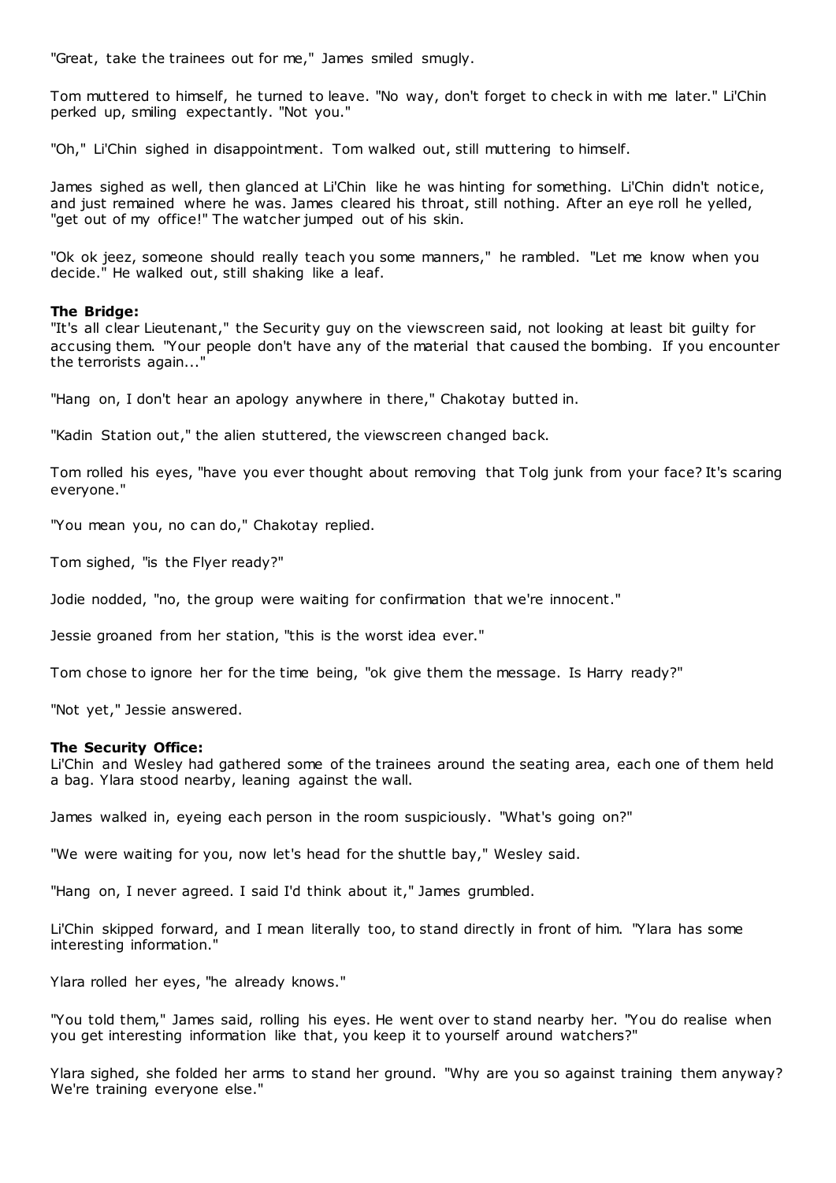"Great, take the trainees out for me," James smiled smugly.

Tom muttered to himself, he turned to leave. "No way, don't forget to check in with me later." Li'Chin perked up, smiling expectantly. "Not you."

"Oh," Li'Chin sighed in disappointment. Tom walked out, still muttering to himself.

James sighed as well, then glanced at Li'Chin like he was hinting for something. Li'Chin didn't notice, and just remained where he was. James cleared his throat, still nothing. After an eye roll he yelled, "get out of my office!" The watcher jumped out of his skin.

"Ok ok jeez, someone should really teach you some manners," he rambled. "Let me know when you decide." He walked out, still shaking like a leaf.

**The Bridge:**
"It's all clear Lieutenant," the Security guy on the viewscreen said, not looking at least bit guilty for accusing them. "Your people don't have any of the material that caused the bombing. If you encounter the terrorists again..."

"Hang on, I don't hear an apology anywhere in there," Chakotay butted in.

"Kadin Station out," the alien stuttered, the viewscreen changed back.

Tom rolled his eyes, "have you ever thought about removing that Tolg junk from your face? It's scaring everyone."

"You mean you, no can do," Chakotay replied.

Tom sighed, "is the Flyer ready?"

Jodie nodded, "no, the group were waiting for confirmation that we're innocent."

Jessie groaned from her station, "this is the worst idea ever."

Tom chose to ignore her for the time being, "ok give them the message. Is Harry ready?"

"Not yet," Jessie answered.

**The Security Office:**
Li'Chin and Wesley had gathered some of the trainees around the seating area, each one of them held a bag. Ylara stood nearby, leaning against the wall.

James walked in, eyeing each person in the room suspiciously. "What's going on?"

"We were waiting for you, now let's head for the shuttle bay," Wesley said.

"Hang on, I never agreed. I said I'd think about it," James grumbled.

Li'Chin skipped forward, and I mean literally too, to stand directly in front of him. "Ylara has some interesting information."

Ylara rolled her eyes, "he already knows."

"You told them," James said, rolling his eyes. He went over to stand nearby her. "You do realise when you get interesting information like that, you keep it to yourself around watchers?"

Ylara sighed, she folded her arms to stand her ground. "Why are you so against training them anyway? We're training everyone else."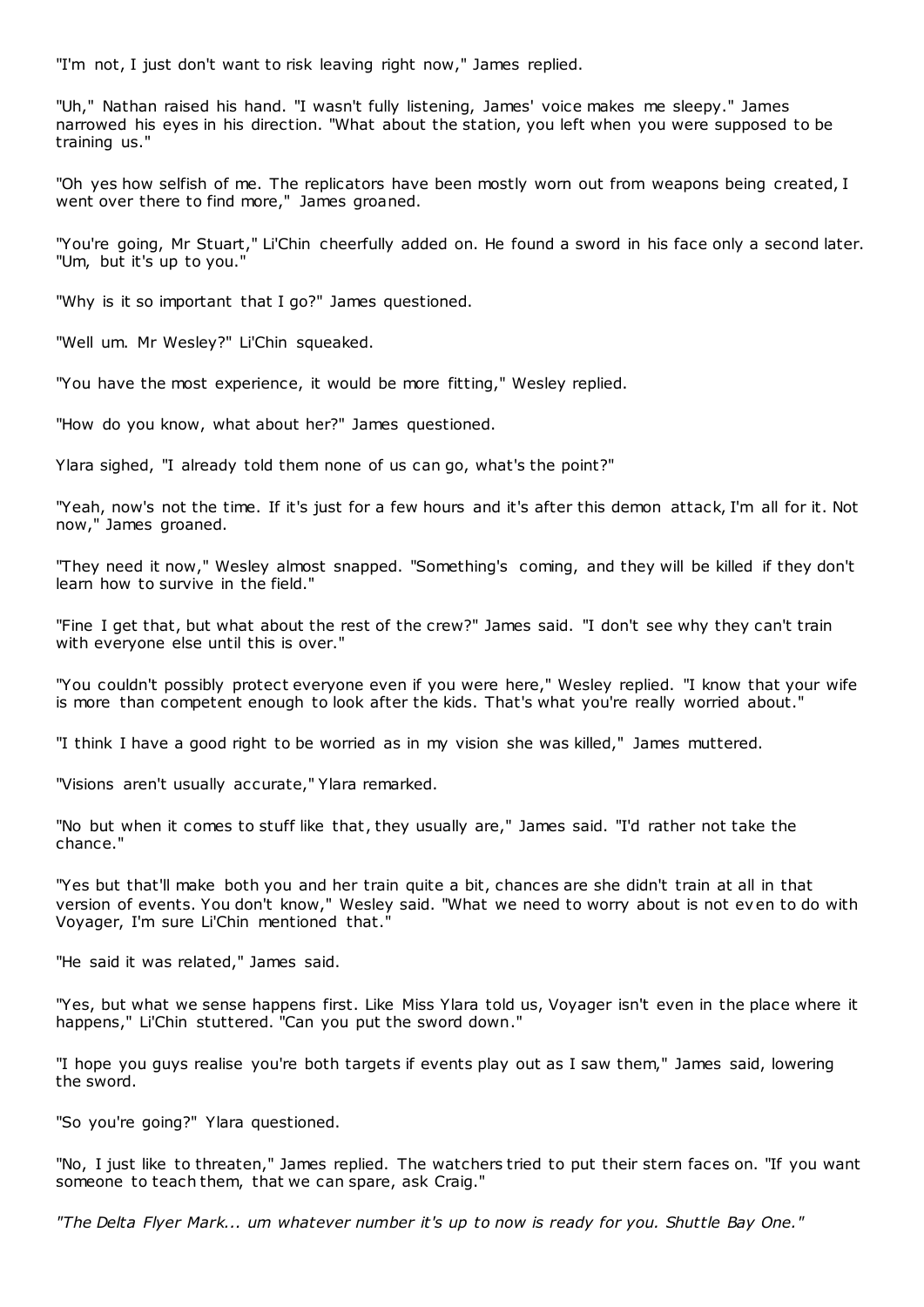"I'm not, I just don't want to risk leaving right now," James replied.

"Uh," Nathan raised his hand. "I wasn't fully listening, James' voice makes me sleepy." James narrowed his eyes in his direction. "What about the station, you left when you were supposed to be training us."

"Oh yes how selfish of me. The replicators have been mostly worn out from weapons being created, I went over there to find more," James groaned.

"You're going, Mr Stuart," Li'Chin cheerfully added on. He found a sword in his face only a second later. "Um, but it's up to you."

"Why is it so important that I go?" James questioned.

"Well um. Mr Wesley?" Li'Chin squeaked.

"You have the most experience, it would be more fitting," Wesley replied.

"How do you know, what about her?" James questioned.

Ylara sighed, "I already told them none of us can go, what's the point?"

"Yeah, now's not the time. If it's just for a few hours and it's after this demon attack, I'm all for it. Not now," James groaned.

"They need it now," Wesley almost snapped. "Something's coming, and they will be killed if they don't learn how to survive in the field."

"Fine I get that, but what about the rest of the crew?" James said. "I don't see why they can't train with everyone else until this is over."

"You couldn't possibly protect everyone even if you were here," Wesley replied. "I know that your wife is more than competent enough to look after the kids. That's what you're really worried about."

"I think I have a good right to be worried as in my vision she was killed," James muttered.

"Visions aren't usually accurate," Ylara remarked.

"No but when it comes to stuff like that, they usually are," James said. "I'd rather not take the chance."

"Yes but that'll make both you and her train quite a bit, chances are she didn't train at all in that version of events. You don't know," Wesley said. "What we need to worry about is not even to do with Voyager, I'm sure Li'Chin mentioned that."

"He said it was related," James said.

"Yes, but what we sense happens first. Like Miss Ylara told us, Voyager isn't even in the place where it happens," Li'Chin stuttered. "Can you put the sword down."

"I hope you guys realise you're both targets if events play out as I saw them," James said, lowering the sword.

"So you're going?" Ylara questioned.

"No, I just like to threaten," James replied. The watchers tried to put their stern faces on. "If you want someone to teach them, that we can spare, ask Craig."

*"The Delta Flyer Mark... um whatever number it's up to now is ready for you. Shuttle Bay One."*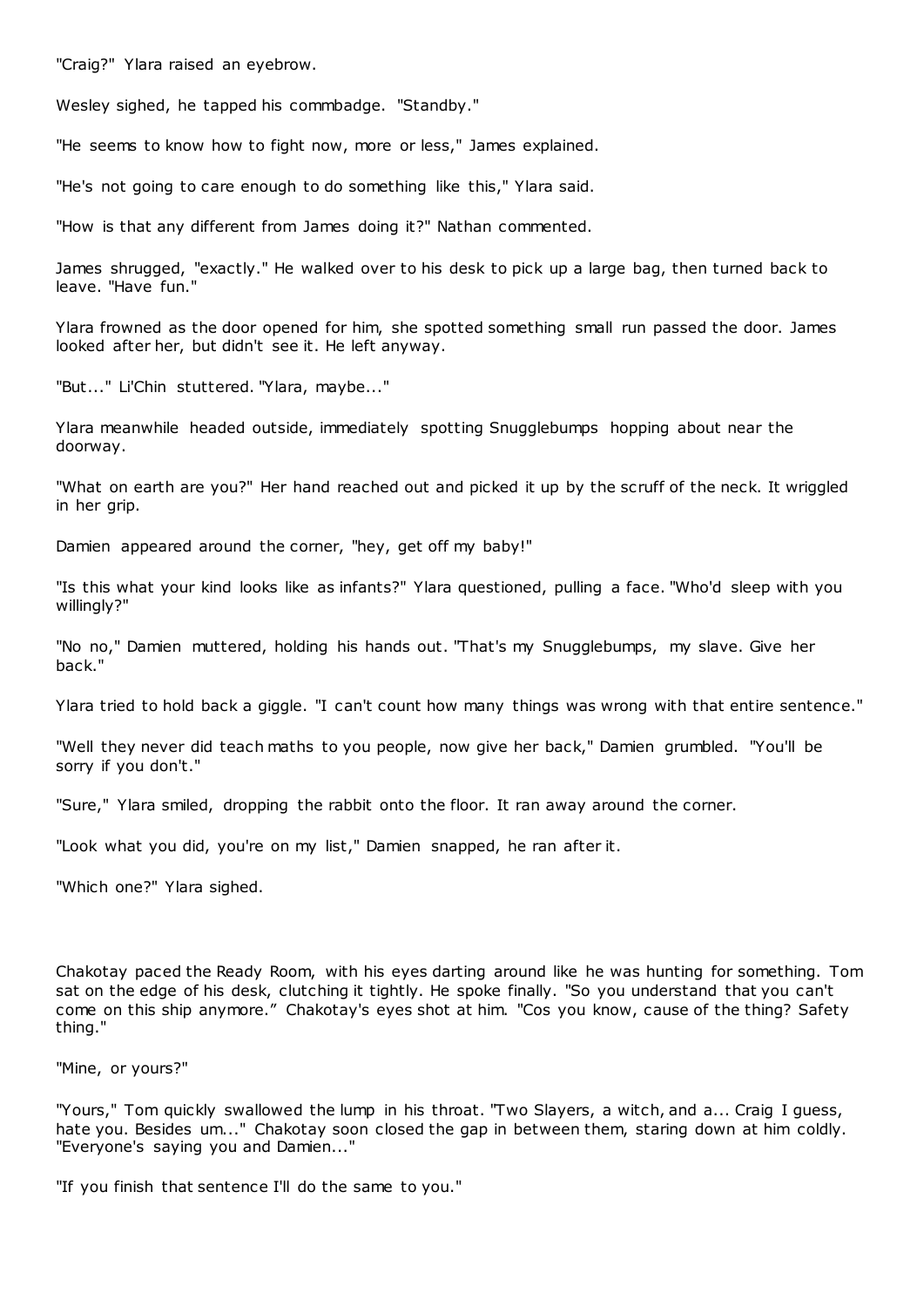"Craig?" Ylara raised an eyebrow.

Wesley sighed, he tapped his commbadge. "Standby."

"He seems to know how to fight now, more or less," James explained.

"He's not going to care enough to do something like this," Ylara said.

"How is that any different from James doing it?" Nathan commented.

James shrugged, "exactly." He walked over to his desk to pick up a large bag, then turned back to leave. "Have fun."

Ylara frowned as the door opened for him, she spotted something small run passed the door. James looked after her, but didn't see it. He left anyway.

"But..." Li'Chin stuttered. "Ylara, maybe..."

Ylara meanwhile headed outside, immediately spotting Snugglebumps hopping about near the doorway.

"What on earth are you?" Her hand reached out and picked it up by the scruff of the neck. It wriggled in her grip.

Damien appeared around the corner, "hey, get off my baby!"

"Is this what your kind looks like as infants?" Ylara questioned, pulling a face. "Who'd sleep with you willingly?"

"No no," Damien muttered, holding his hands out. "That's my Snugglebumps, my slave. Give her back."

Ylara tried to hold back a giggle. "I can't count how many things was wrong with that entire sentence."

"Well they never did teach maths to you people, now give her back," Damien grumbled. "You'll be sorry if you don't."

"Sure," Ylara smiled, dropping the rabbit onto the floor. It ran away around the corner.

"Look what you did, you're on my list," Damien snapped, he ran after it.

"Which one?" Ylara sighed.

Chakotay paced the Ready Room, with his eyes darting around like he was hunting for something. Tom sat on the edge of his desk, clutching it tightly. He spoke finally. "So you understand that you can't come on this ship anymore." Chakotay's eyes shot at him. "Cos you know, cause of the thing? Safety thing."

"Mine, or yours?"

"Yours," Tom quickly swallowed the lump in his throat. "Two Slayers, a witch, and a... Craig I guess, hate you. Besides um..." Chakotay soon closed the gap in between them, staring down at him coldly. "Everyone's saying you and Damien..."

"If you finish that sentence I'll do the same to you."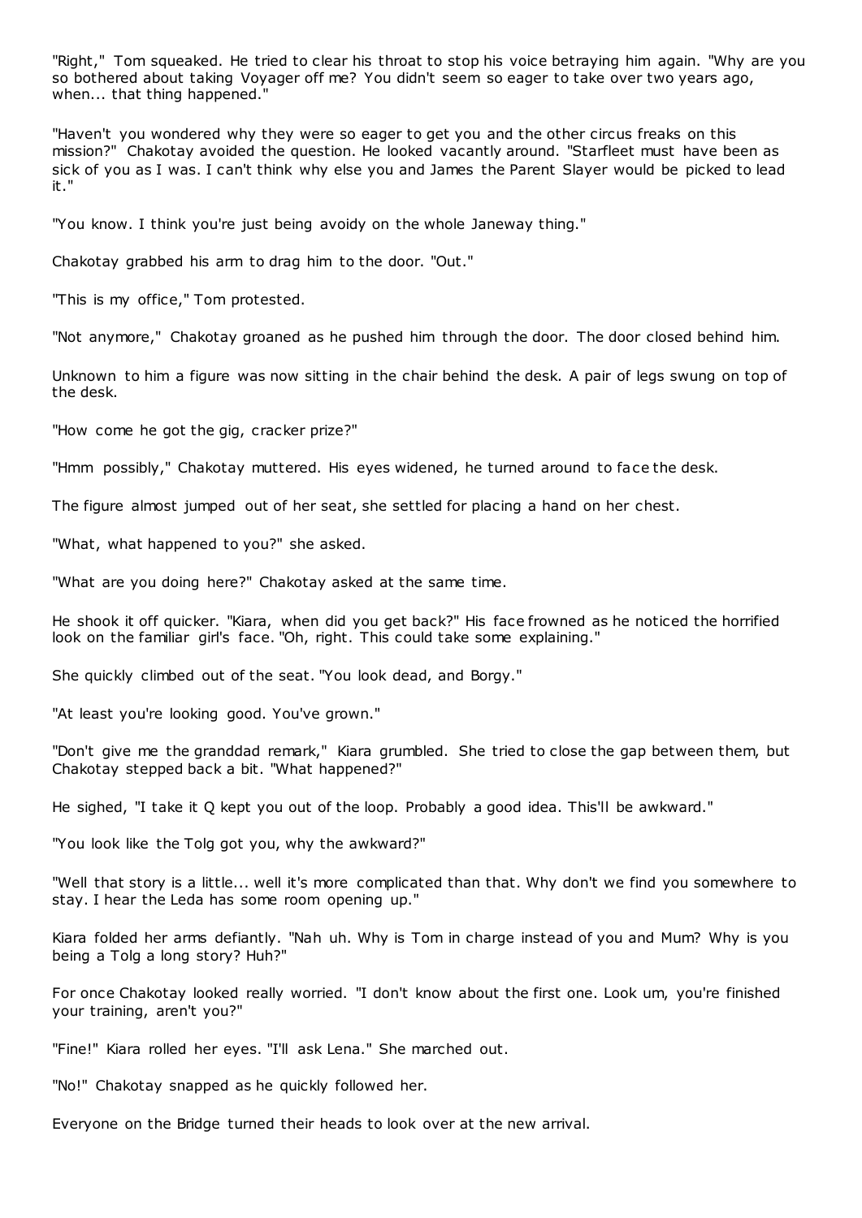"Right," Tom squeaked. He tried to clear his throat to stop his voice betraying him again. "Why are you so bothered about taking Voyager off me? You didn't seem so eager to take over two years ago, when... that thing happened."

"Haven't you wondered why they were so eager to get you and the other circus freaks on this mission?" Chakotay avoided the question. He looked vacantly around. "Starfleet must have been as sick of you as I was. I can't think why else you and James the Parent Slayer would be picked to lead it."

"You know. I think you're just being avoidy on the whole Janeway thing."

Chakotay grabbed his arm to drag him to the door. "Out."

"This is my office," Tom protested.

"Not anymore," Chakotay groaned as he pushed him through the door. The door closed behind him.

Unknown to him a figure was now sitting in the chair behind the desk. A pair of legs swung on top of the desk.

"How come he got the gig, cracker prize?"

"Hmm possibly," Chakotay muttered. His eyes widened, he turned around to face the desk.

The figure almost jumped out of her seat, she settled for placing a hand on her chest.

"What, what happened to you?" she asked.

"What are you doing here?" Chakotay asked at the same time.

He shook it off quicker. "Kiara, when did you get back?" His face frowned as he noticed the horrified look on the familiar girl's face. "Oh, right. This could take some explaining."

She quickly climbed out of the seat. "You look dead, and Borgy."

"At least you're looking good. You've grown."

"Don't give me the granddad remark," Kiara grumbled. She tried to close the gap between them, but Chakotay stepped back a bit. "What happened?"

He sighed, "I take it Q kept you out of the loop. Probably a good idea. This'll be awkward."

"You look like the Tolg got you, why the awkward?"

"Well that story is a little... well it's more complicated than that. Why don't we find you somewhere to stay. I hear the Leda has some room opening up."

Kiara folded her arms defiantly. "Nah uh. Why is Tom in charge instead of you and Mum? Why is you being a Tolg a long story? Huh?"

For once Chakotay looked really worried. "I don't know about the first one. Look um, you're finished your training, aren't you?"

"Fine!" Kiara rolled her eyes. "I'll ask Lena." She marched out.

"No!" Chakotay snapped as he quickly followed her.

Everyone on the Bridge turned their heads to look over at the new arrival.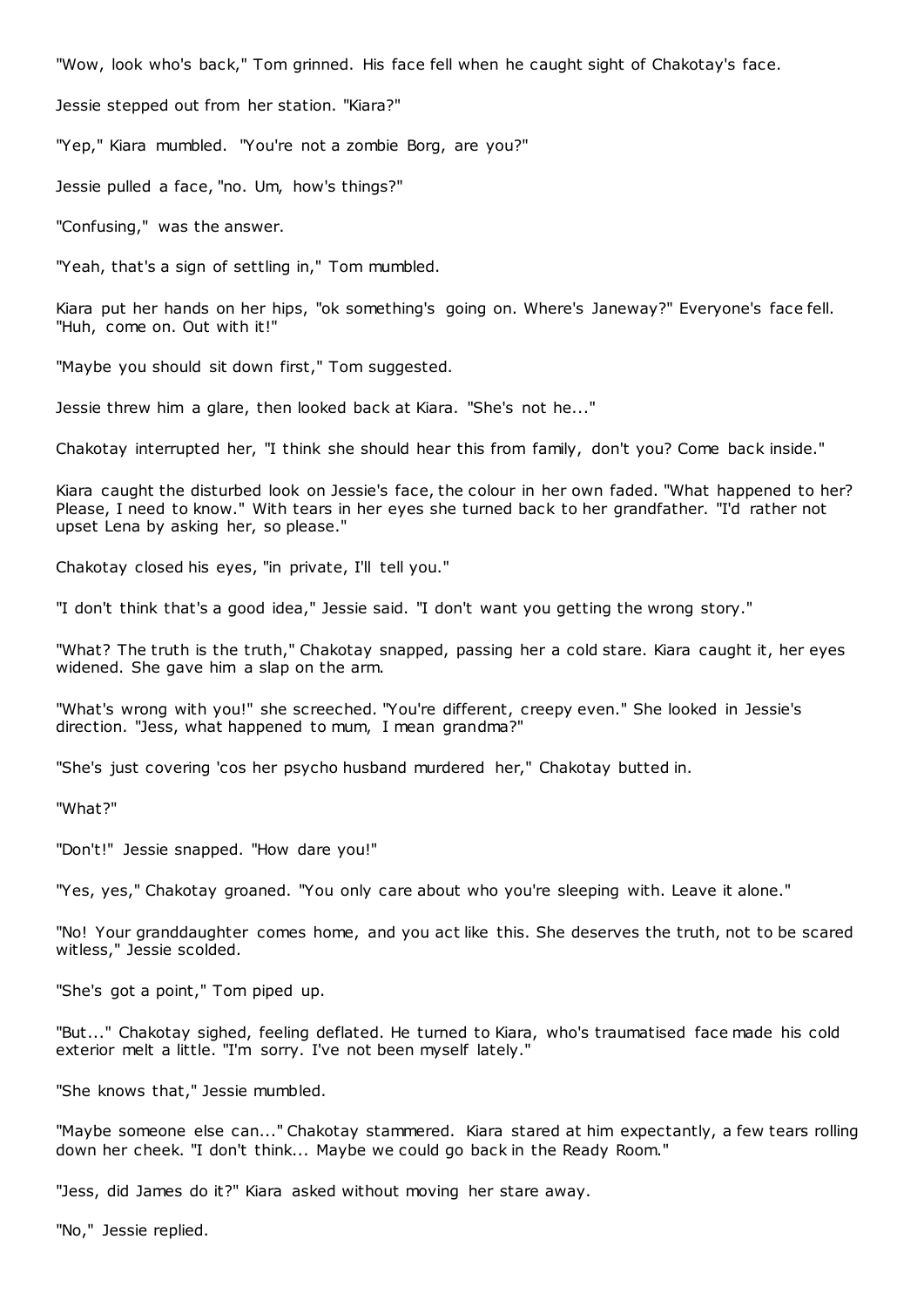"Wow, look who's back," Tom grinned. His face fell when he caught sight of Chakotay's face.

Jessie stepped out from her station. "Kiara?"

"Yep," Kiara mumbled. "You're not a zombie Borg, are you?"

Jessie pulled a face, "no. Um, how's things?"

"Confusing," was the answer.

"Yeah, that's a sign of settling in," Tom mumbled.

Kiara put her hands on her hips, "ok something's going on. Where's Janeway?" Everyone's face fell. "Huh, come on. Out with it!"

"Maybe you should sit down first," Tom suggested.

Jessie threw him a glare, then looked back at Kiara. "She's not he..."

Chakotay interrupted her, "I think she should hear this from family, don't you? Come back inside."

Kiara caught the disturbed look on Jessie's face, the colour in her own faded. "What happened to her? Please, I need to know." With tears in her eyes she turned back to her grandfather. "I'd rather not upset Lena by asking her, so please."

Chakotay closed his eyes, "in private, I'll tell you."

"I don't think that's a good idea," Jessie said. "I don't want you getting the wrong story."

"What? The truth is the truth," Chakotay snapped, passing her a cold stare. Kiara caught it, her eyes widened. She gave him a slap on the arm.

"What's wrong with you!" she screeched. "You're different, creepy even." She looked in Jessie's direction. "Jess, what happened to mum, I mean grandma?"

"She's just covering 'cos her psycho husband murdered her," Chakotay butted in.

"What?"

"Don't!" Jessie snapped. "How dare you!"

"Yes, yes," Chakotay groaned. "You only care about who you're sleeping with. Leave it alone."

"No! Your granddaughter comes home, and you act like this. She deserves the truth, not to be scared witless," Jessie scolded.

"She's got a point," Tom piped up.

"But..." Chakotay sighed, feeling deflated. He turned to Kiara, who's traumatised face made his cold exterior melt a little. "I'm sorry. I've not been myself lately."

"She knows that," Jessie mumbled.

"Maybe someone else can..." Chakotay stammered. Kiara stared at him expectantly, a few tears rolling down her cheek. "I don't think... Maybe we could go back in the Ready Room."

"Jess, did James do it?" Kiara asked without moving her stare away.

"No," Jessie replied.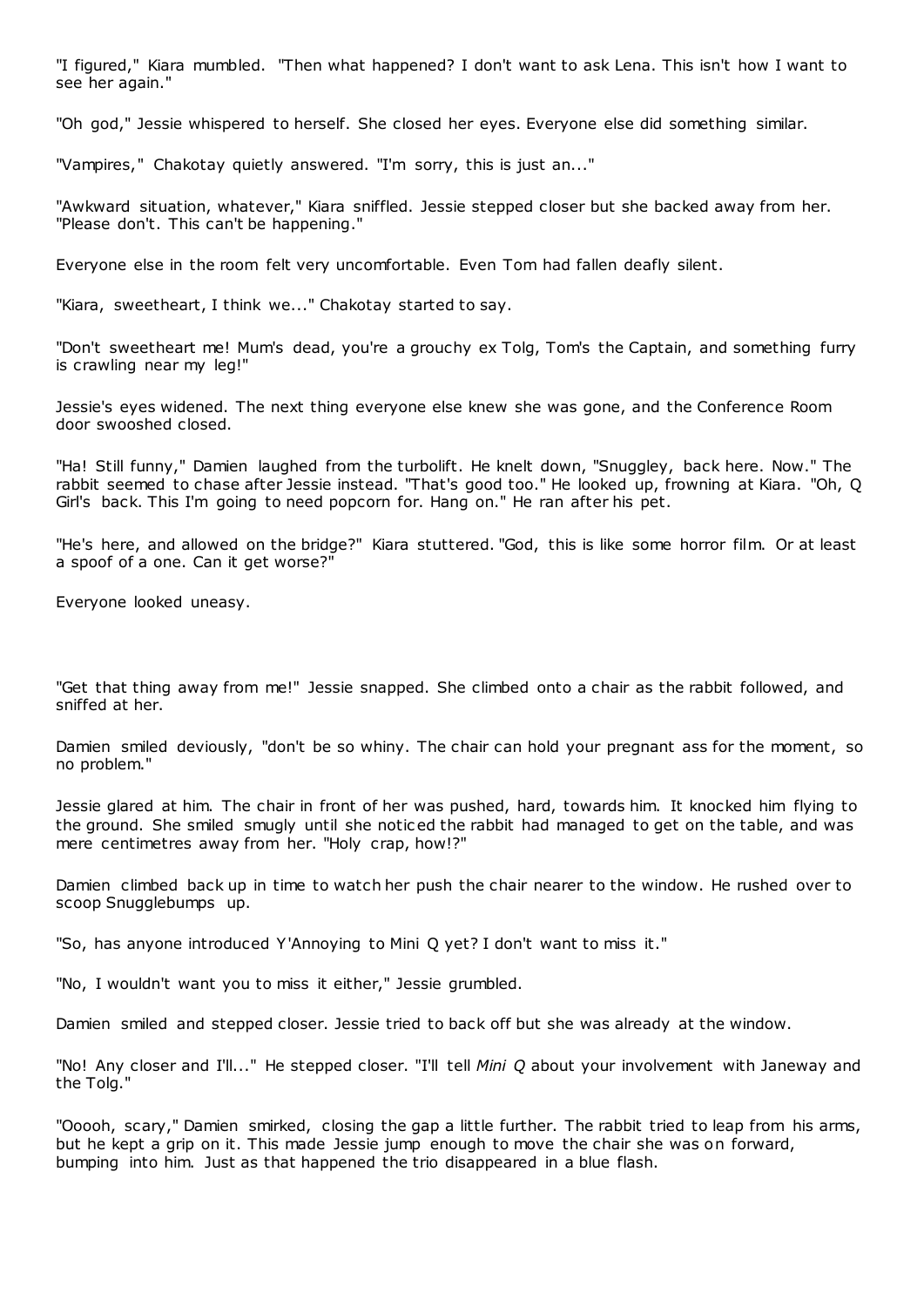"I figured," Kiara mumbled. "Then what happened? I don't want to ask Lena. This isn't how I want to see her again."

"Oh god," Jessie whispered to herself. She closed her eyes. Everyone else did something similar.

"Vampires," Chakotay quietly answered. "I'm sorry, this is just an..."

"Awkward situation, whatever," Kiara sniffled. Jessie stepped closer but she backed away from her. "Please don't. This can't be happening."

Everyone else in the room felt very uncomfortable. Even Tom had fallen deafly silent.

"Kiara, sweetheart, I think we..." Chakotay started to say.

"Don't sweetheart me! Mum's dead, you're a grouchy ex Tolg, Tom's the Captain, and something furry is crawling near my leg!"

Jessie's eyes widened. The next thing everyone else knew she was gone, and the Conference Room door swooshed closed.

"Ha! Still funny," Damien laughed from the turbolift. He knelt down, "Snuggley, back here. Now." The rabbit seemed to chase after Jessie instead. "That's good too." He looked up, frowning at Kiara. "Oh, Q Girl's back. This I'm going to need popcorn for. Hang on." He ran after his pet.

"He's here, and allowed on the bridge?" Kiara stuttered. "God, this is like some horror film. Or at least a spoof of a one. Can it get worse?"

Everyone looked uneasy.

"Get that thing away from me!" Jessie snapped. She climbed onto a chair as the rabbit followed, and sniffed at her.

Damien smiled deviously, "don't be so whiny. The chair can hold your pregnant ass for the moment, so no problem."

Jessie glared at him. The chair in front of her was pushed, hard, towards him. It knocked him flying to the ground. She smiled smugly until she noticed the rabbit had managed to get on the table, and was mere centimetres away from her. "Holy crap, how!?"

Damien climbed back up in time to watch her push the chair nearer to the window. He rushed over to scoop Snugglebumps up.

"So, has anyone introduced Y'Annoying to Mini Q yet? I don't want to miss it."

"No, I wouldn't want you to miss it either," Jessie grumbled.

Damien smiled and stepped closer. Jessie tried to back off but she was already at the window.

"No! Any closer and I'll..." He stepped closer. "I'll tell *Mini Q* about your involvement with Janeway and the Tolg."

"Ooooh, scary," Damien smirked, closing the gap a little further. The rabbit tried to leap from his arms, but he kept a grip on it. This made Jessie jump enough to move the chair she was on forward, bumping into him. Just as that happened the trio disappeared in a blue flash.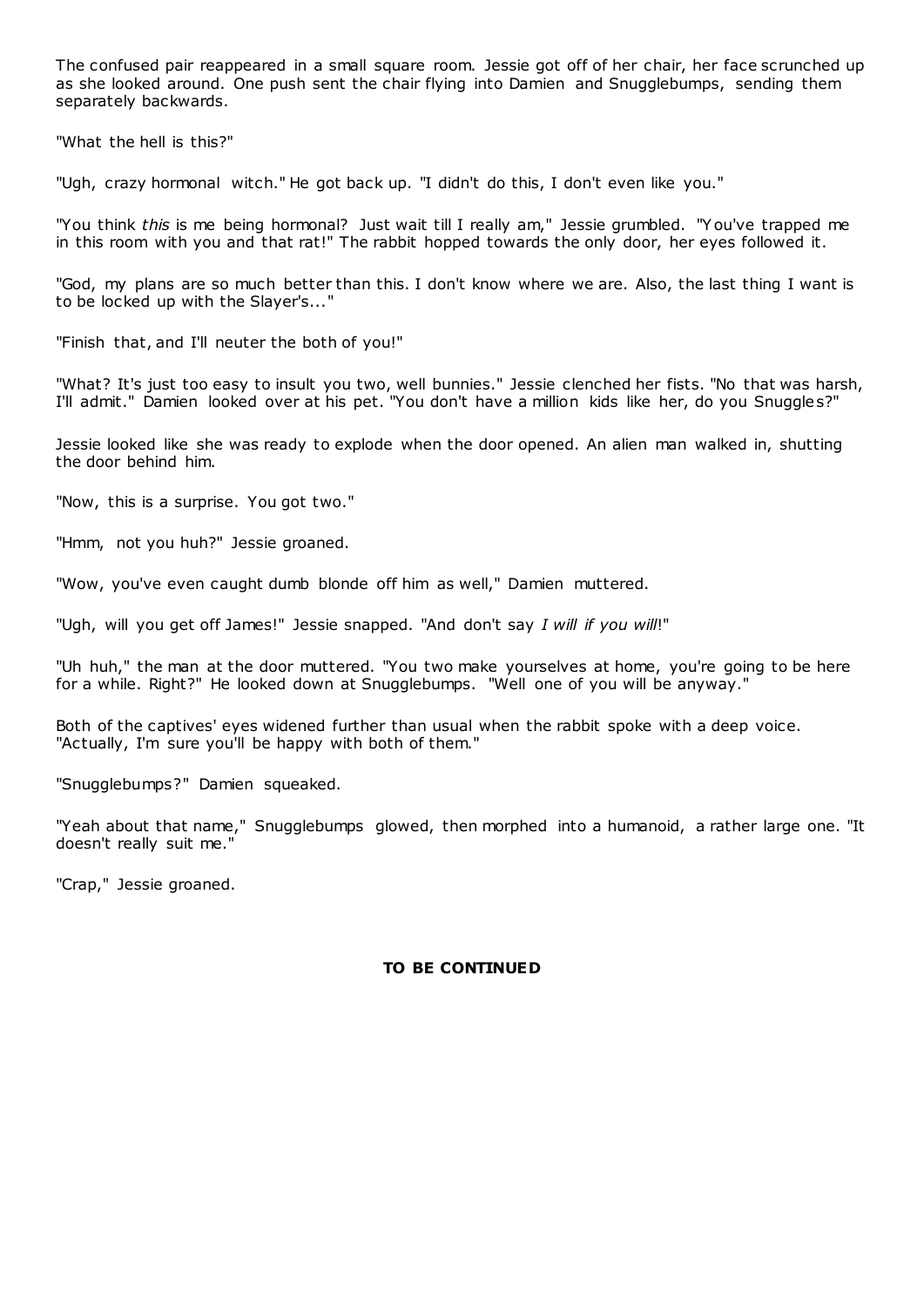The confused pair reappeared in a small square room. Jessie got off of her chair, her face scrunched up as she looked around. One push sent the chair flying into Damien and Snugglebumps, sending them separately backwards.

"What the hell is this?"

"Ugh, crazy hormonal witch." He got back up. "I didn't do this, I don't even like you."

"You think *this* is me being hormonal? Just wait till I really am," Jessie grumbled. "You've trapped me in this room with you and that rat!" The rabbit hopped towards the only door, her eyes followed it.

"God, my plans are so much better than this. I don't know where we are. Also, the last thing I want is to be locked up with the Slayer's..."

"Finish that, and I'll neuter the both of you!"

"What? It's just too easy to insult you two, well bunnies." Jessie clenched her fists. "No that was harsh, I'll admit." Damien looked over at his pet. "You don't have a million kids like her, do you Snuggles?"

Jessie looked like she was ready to explode when the door opened. An alien man walked in, shutting the door behind him.

"Now, this is a surprise. You got two."

"Hmm, not you huh?" Jessie groaned.

"Wow, you've even caught dumb blonde off him as well," Damien muttered.

"Ugh, will you get off James!" Jessie snapped. "And don't say *I will if you will*!"

"Uh huh," the man at the door muttered. "You two make yourselves at home, you're going to be here for a while. Right?" He looked down at Snugglebumps. "Well one of you will be anyway."

Both of the captives' eyes widened further than usual when the rabbit spoke with a deep voice. "Actually, I'm sure you'll be happy with both of them."

"Snugglebumps?" Damien squeaked.

"Yeah about that name," Snugglebumps glowed, then morphed into a humanoid, a rather large one. "It doesn't really suit me."

"Crap," Jessie groaned.

**TO BE CONTINUED**